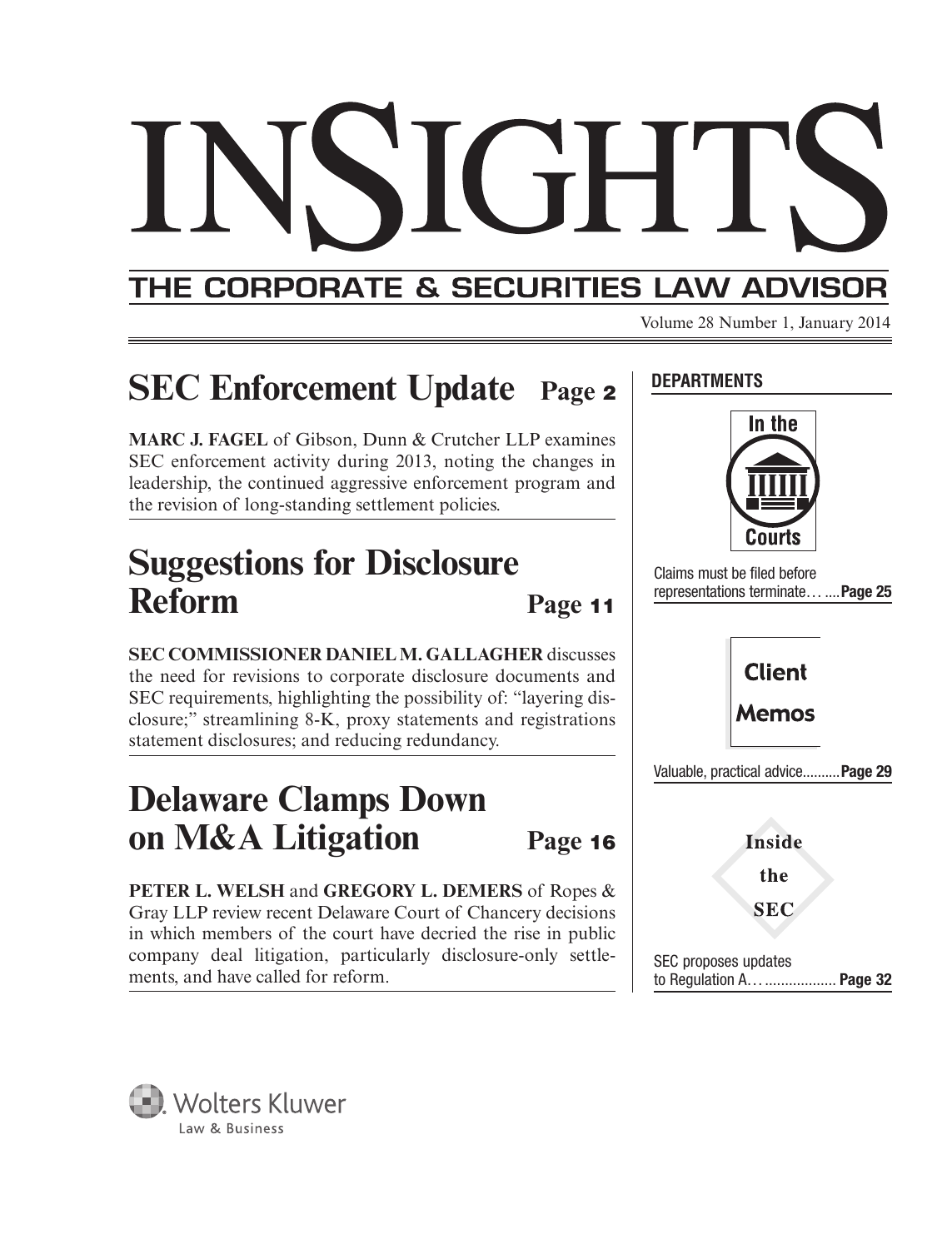# INSIGHTS

## THE CORPORATE & SECURITIES LAW ADVISOR

Volume 28 Number 1, January 2014

## SEC Enforcement Update — Page 2

**MARC J. FAGEL** of Gibson, Dunn & Crutcher LLP examines SEC enforcement activity during 2013, noting the changes in leadership, the continued aggressive enforcement program and the revision of long-standing settlement policies.

## Suggestions for Disclosure Reform — Page 11

**SEC COMMISSIONER DANIEL M. GALLAGHER** discusses the need for revisions to corporate disclosure documents and SEC requirements, highlighting the possibility of: "layering disclosure;" streamlining 8-K, proxy statements and registrations statement disclosures; and reducing redundancy.

## Delaware Clamps Down on M&A Litigation — Page 16

**PETER L. WELSH** and **GREGORY L. DEMERS** of Ropes & Gray LLP review recent Delaware Court of Chancery decisions in which members of the court have decried the rise in public company deal litigation, particularly disclosure-only settlements, and have called for reform.

### DEPARTMENTS

**In the Courts**

Claims must be filed before representations terminate…....**Page 25**

**Client Memos**

Valuable, practical advice..........**Page 29**

**Inside the SEC**

SEC proposes updates to Regulation A…................. **Page 32**

Wolters Kluwer
Law & Business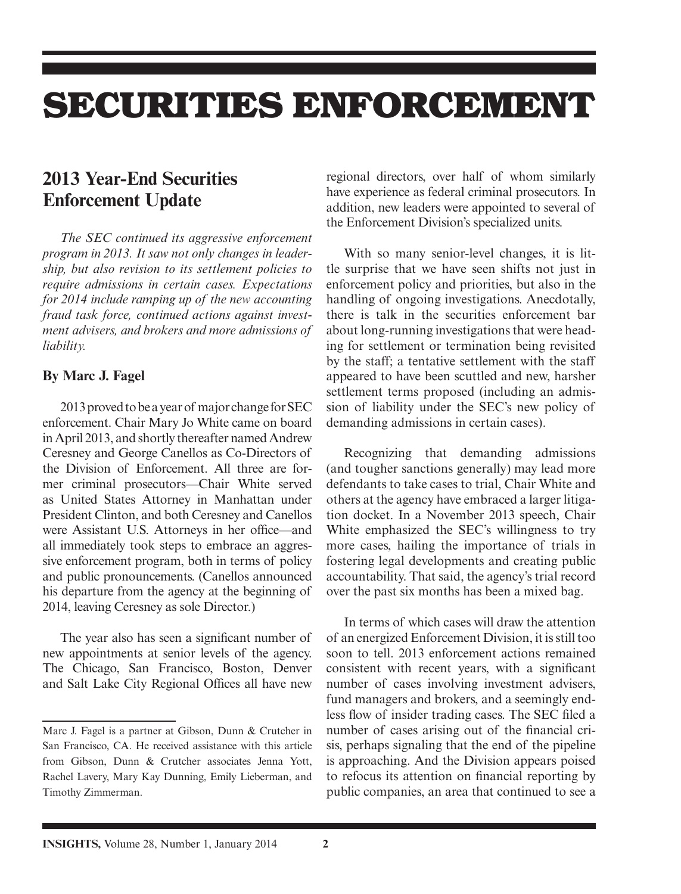# SECURITIES ENFORCEMENT

## 2013 Year-End Securities Enforcement Update

*The SEC continued its aggressive enforcement program in 2013. It saw not only changes in leadership, but also revision to its settlement policies to require admissions in certain cases. Expectations for 2014 include ramping up of the new accounting fraud task force, continued actions against investment advisers, and brokers and more admissions of liability.*

**By Marc J. Fagel**

2013 proved to be a year of major change for SEC enforcement. Chair Mary Jo White came on board in April 2013, and shortly thereafter named Andrew Ceresney and George Canellos as Co-Directors of the Division of Enforcement. All three are former criminal prosecutors—Chair White served as United States Attorney in Manhattan under President Clinton, and both Ceresney and Canellos were Assistant U.S. Attorneys in her office—and all immediately took steps to embrace an aggressive enforcement program, both in terms of policy and public pronouncements. (Canellos announced his departure from the agency at the beginning of 2014, leaving Ceresney as sole Director.)

The year also has seen a significant number of new appointments at senior levels of the agency. The Chicago, San Francisco, Boston, Denver and Salt Lake City Regional Offices all have new regional directors, over half of whom similarly have experience as federal criminal prosecutors. In addition, new leaders were appointed to several of the Enforcement Division's specialized units.

With so many senior-level changes, it is little surprise that we have seen shifts not just in enforcement policy and priorities, but also in the handling of ongoing investigations. Anecdotally, there is talk in the securities enforcement bar about long-running investigations that were heading for settlement or termination being revisited by the staff; a tentative settlement with the staff appeared to have been scuttled and new, harsher settlement terms proposed (including an admission of liability under the SEC's new policy of demanding admissions in certain cases).

Recognizing that demanding admissions (and tougher sanctions generally) may lead more defendants to take cases to trial, Chair White and others at the agency have embraced a larger litigation docket. In a November 2013 speech, Chair White emphasized the SEC's willingness to try more cases, hailing the importance of trials in fostering legal developments and creating public accountability. That said, the agency's trial record over the past six months has been a mixed bag.

In terms of which cases will draw the attention of an energized Enforcement Division, it is still too soon to tell. 2013 enforcement actions remained consistent with recent years, with a significant number of cases involving investment advisers, fund managers and brokers, and a seemingly endless flow of insider trading cases. The SEC filed a number of cases arising out of the financial crisis, perhaps signaling that the end of the pipeline is approaching. And the Division appears poised to refocus its attention on financial reporting by public companies, an area that continued to see a

---

Marc J. Fagel is a partner at Gibson, Dunn & Crutcher in San Francisco, CA. He received assistance with this article from Gibson, Dunn & Crutcher associates Jenna Yott, Rachel Lavery, Mary Kay Dunning, Emily Lieberman, and Timothy Zimmerman.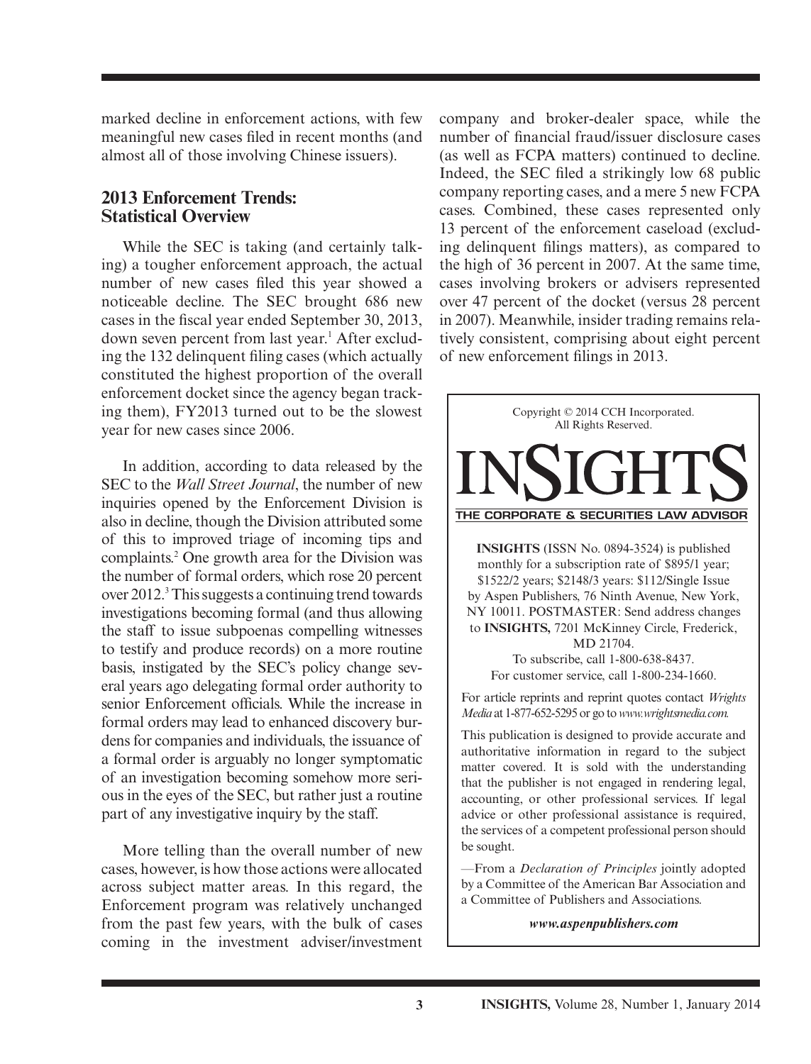marked decline in enforcement actions, with few meaningful new cases filed in recent months (and almost all of those involving Chinese issuers).

## 2013 Enforcement Trends: Statistical Overview

While the SEC is taking (and certainly talking) a tougher enforcement approach, the actual number of new cases filed this year showed a noticeable decline. The SEC brought 686 new cases in the fiscal year ended September 30, 2013, down seven percent from last year.[1] After excluding the 132 delinquent filing cases (which actually constituted the highest proportion of the overall enforcement docket since the agency began tracking them), FY2013 turned out to be the slowest year for new cases since 2006.

In addition, according to data released by the SEC to the *Wall Street Journal*, the number of new inquiries opened by the Enforcement Division is also in decline, though the Division attributed some of this to improved triage of incoming tips and complaints.[2] One growth area for the Division was the number of formal orders, which rose 20 percent over 2012.[3] This suggests a continuing trend towards investigations becoming formal (and thus allowing the staff to issue subpoenas compelling witnesses to testify and produce records) on a more routine basis, instigated by the SEC's policy change several years ago delegating formal order authority to senior Enforcement officials. While the increase in formal orders may lead to enhanced discovery burdens for companies and individuals, the issuance of a formal order is arguably no longer symptomatic of an investigation becoming somehow more serious in the eyes of the SEC, but rather just a routine part of any investigative inquiry by the staff.

More telling than the overall number of new cases, however, is how those actions were allocated across subject matter areas. In this regard, the Enforcement program was relatively unchanged from the past few years, with the bulk of cases coming in the investment adviser/investment company and broker-dealer space, while the number of financial fraud/issuer disclosure cases (as well as FCPA matters) continued to decline. Indeed, the SEC filed a strikingly low 68 public company reporting cases, and a mere 5 new FCPA cases. Combined, these cases represented only 13 percent of the enforcement caseload (excluding delinquent filings matters), as compared to the high of 36 percent in 2007. At the same time, cases involving brokers or advisers represented over 47 percent of the docket (versus 28 percent in 2007). Meanwhile, insider trading remains relatively consistent, comprising about eight percent of new enforcement filings in 2013.

---

Copyright © 2014 CCH Incorporated. All Rights Reserved.

# INSIGHTS

THE CORPORATE & SECURITIES LAW ADVISOR

**INSIGHTS** (ISSN No. 0894-3524) is published monthly for a subscription rate of $895/1 year; $1522/2 years; $2148/3 years: $112/Single Issue by Aspen Publishers, 76 Ninth Avenue, New York, NY 10011. POSTMASTER: Send address changes to **INSIGHTS,** 7201 McKinney Circle, Frederick, MD 21704.
To subscribe, call 1-800-638-8437.
For customer service, call 1-800-234-1660.

For article reprints and reprint quotes contact *Wrights Media* at 1-877-652-5295 or go to *www.wrightsmedia.com.*

This publication is designed to provide accurate and authoritative information in regard to the subject matter covered. It is sold with the understanding that the publisher is not engaged in rendering legal, accounting, or other professional services. If legal advice or other professional assistance is required, the services of a competent professional person should be sought.

—From a *Declaration of Principles* jointly adopted by a Committee of the American Bar Association and a Committee of Publishers and Associations.

***www.aspenpublishers.com***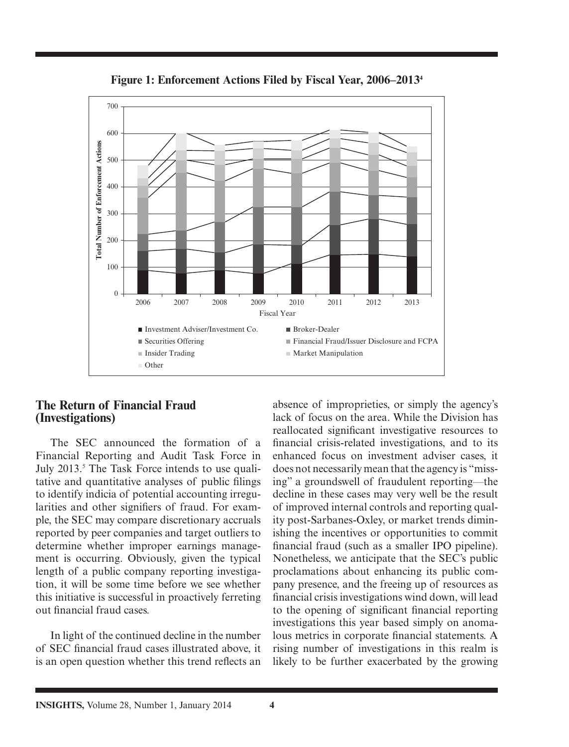**Figure 1: Enforcement Actions Filed by Fiscal Year, 2006–2013**[4]

## The Return of Financial Fraud (Investigations)

The SEC announced the formation of a Financial Reporting and Audit Task Force in July 2013.[5] The Task Force intends to use qualitative and quantitative analyses of public filings to identify indicia of potential accounting irregularities and other signifiers of fraud. For example, the SEC may compare discretionary accruals reported by peer companies and target outliers to determine whether improper earnings management is occurring. Obviously, given the typical length of a public company reporting investigation, it will be some time before we see whether this initiative is successful in proactively ferreting out financial fraud cases.

In light of the continued decline in the number of SEC financial fraud cases illustrated above, it is an open question whether this trend reflects an absence of improprieties, or simply the agency's lack of focus on the area. While the Division has reallocated significant investigative resources to financial crisis-related investigations, and to its enhanced focus on investment adviser cases, it does not necessarily mean that the agency is "missing" a groundswell of fraudulent reporting—the decline in these cases may very well be the result of improved internal controls and reporting quality post-Sarbanes-Oxley, or market trends diminishing the incentives or opportunities to commit financial fraud (such as a smaller IPO pipeline). Nonetheless, we anticipate that the SEC's public proclamations about enhancing its public company presence, and the freeing up of resources as financial crisis investigations wind down, will lead to the opening of significant financial reporting investigations this year based simply on anomalous metrics in corporate financial statements. A rising number of investigations in this realm is likely to be further exacerbated by the growing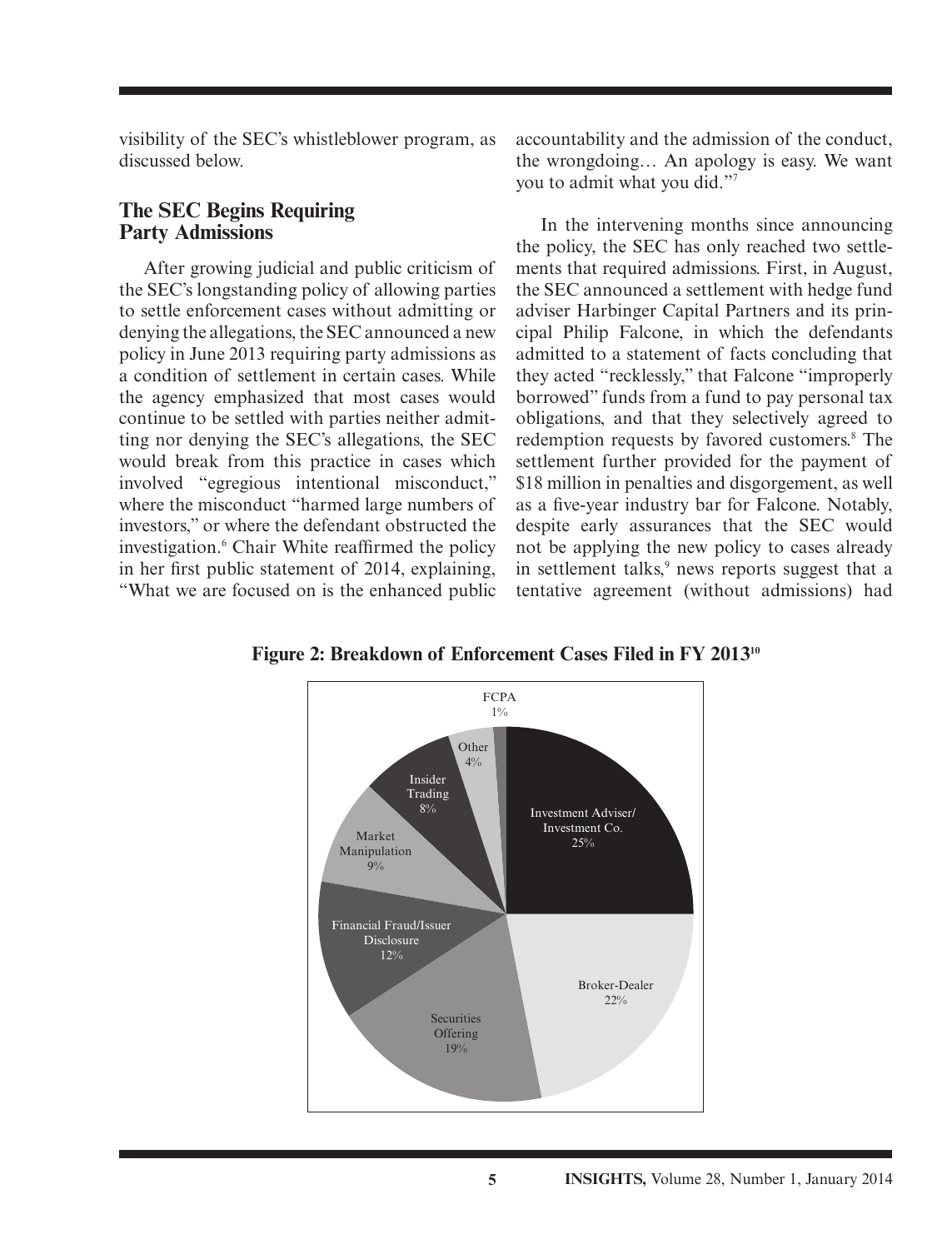visibility of the SEC's whistleblower program, as discussed below.

## The SEC Begins Requiring Party Admissions

After growing judicial and public criticism of the SEC's longstanding policy of allowing parties to settle enforcement cases without admitting or denying the allegations, the SEC announced a new policy in June 2013 requiring party admissions as a condition of settlement in certain cases. While the agency emphasized that most cases would continue to be settled with parties neither admitting nor denying the SEC's allegations, the SEC would break from this practice in cases which involved "egregious intentional misconduct," where the misconduct "harmed large numbers of investors," or where the defendant obstructed the investigation.[6] Chair White reaffirmed the policy in her first public statement of 2014, explaining, "What we are focused on is the enhanced public accountability and the admission of the conduct, the wrongdoing… An apology is easy. We want you to admit what you did."[7]

In the intervening months since announcing the policy, the SEC has only reached two settlements that required admissions. First, in August, the SEC announced a settlement with hedge fund adviser Harbinger Capital Partners and its principal Philip Falcone, in which the defendants admitted to a statement of facts concluding that they acted "recklessly," that Falcone "improperly borrowed" funds from a fund to pay personal tax obligations, and that they selectively agreed to redemption requests by favored customers.[8] The settlement further provided for the payment of $18 million in penalties and disgorgement, as well as a five-year industry bar for Falcone. Notably, despite early assurances that the SEC would not be applying the new policy to cases already in settlement talks,[9] news reports suggest that a tentative agreement (without admissions) had

**Figure 2: Breakdown of Enforcement Cases Filed in FY 2013[10]**

| Category | Percentage |
|---|---|
| Investment Adviser/ Investment Co. | 25% |
| Broker-Dealer | 22% |
| Securities Offering | 19% |
| Financial Fraud/Issuer Disclosure | 12% |
| Market Manipulation | 9% |
| Insider Trading | 8% |
| Other | 4% |
| FCPA | 1% |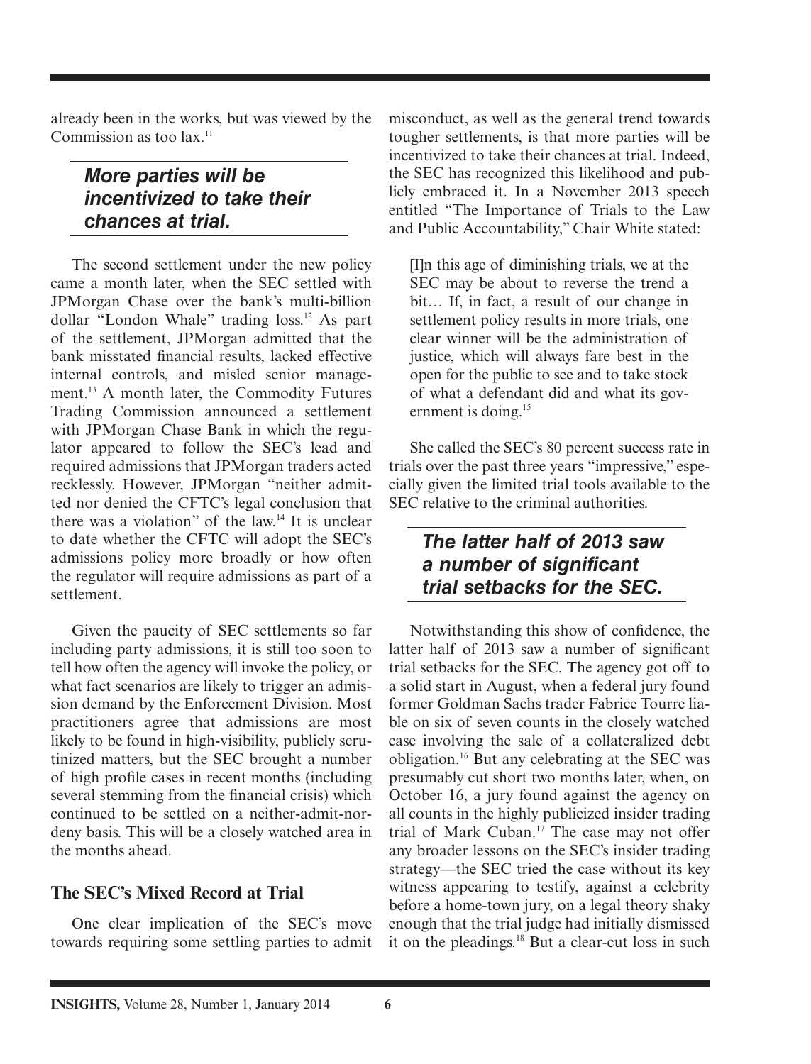already been in the works, but was viewed by the Commission as too lax.[11]

> ***More parties will be incentivized to take their chances at trial.***

The second settlement under the new policy came a month later, when the SEC settled with JPMorgan Chase over the bank's multi-billion dollar "London Whale" trading loss.[12] As part of the settlement, JPMorgan admitted that the bank misstated financial results, lacked effective internal controls, and misled senior management.[13] A month later, the Commodity Futures Trading Commission announced a settlement with JPMorgan Chase Bank in which the regulator appeared to follow the SEC's lead and required admissions that JPMorgan traders acted recklessly. However, JPMorgan "neither admitted nor denied the CFTC's legal conclusion that there was a violation" of the law.[14] It is unclear to date whether the CFTC will adopt the SEC's admissions policy more broadly or how often the regulator will require admissions as part of a settlement.

Given the paucity of SEC settlements so far including party admissions, it is still too soon to tell how often the agency will invoke the policy, or what fact scenarios are likely to trigger an admission demand by the Enforcement Division. Most practitioners agree that admissions are most likely to be found in high-visibility, publicly scrutinized matters, but the SEC brought a number of high profile cases in recent months (including several stemming from the financial crisis) which continued to be settled on a neither-admit-nor-deny basis. This will be a closely watched area in the months ahead.

## The SEC's Mixed Record at Trial

One clear implication of the SEC's move towards requiring some settling parties to admit misconduct, as well as the general trend towards tougher settlements, is that more parties will be incentivized to take their chances at trial. Indeed, the SEC has recognized this likelihood and publicly embraced it. In a November 2013 speech entitled "The Importance of Trials to the Law and Public Accountability," Chair White stated:

> [I]n this age of diminishing trials, we at the SEC may be about to reverse the trend a bit… If, in fact, a result of our change in settlement policy results in more trials, one clear winner will be the administration of justice, which will always fare best in the open for the public to see and to take stock of what a defendant did and what its government is doing.[15]

She called the SEC's 80 percent success rate in trials over the past three years "impressive," especially given the limited trial tools available to the SEC relative to the criminal authorities.

> ***The latter half of 2013 saw a number of significant trial setbacks for the SEC.***

Notwithstanding this show of confidence, the latter half of 2013 saw a number of significant trial setbacks for the SEC. The agency got off to a solid start in August, when a federal jury found former Goldman Sachs trader Fabrice Tourre liable on six of seven counts in the closely watched case involving the sale of a collateralized debt obligation.[16] But any celebrating at the SEC was presumably cut short two months later, when, on October 16, a jury found against the agency on all counts in the highly publicized insider trading trial of Mark Cuban.[17] The case may not offer any broader lessons on the SEC's insider trading strategy—the SEC tried the case without its key witness appearing to testify, against a celebrity before a home-town jury, on a legal theory shaky enough that the trial judge had initially dismissed it on the pleadings.[18] But a clear-cut loss in such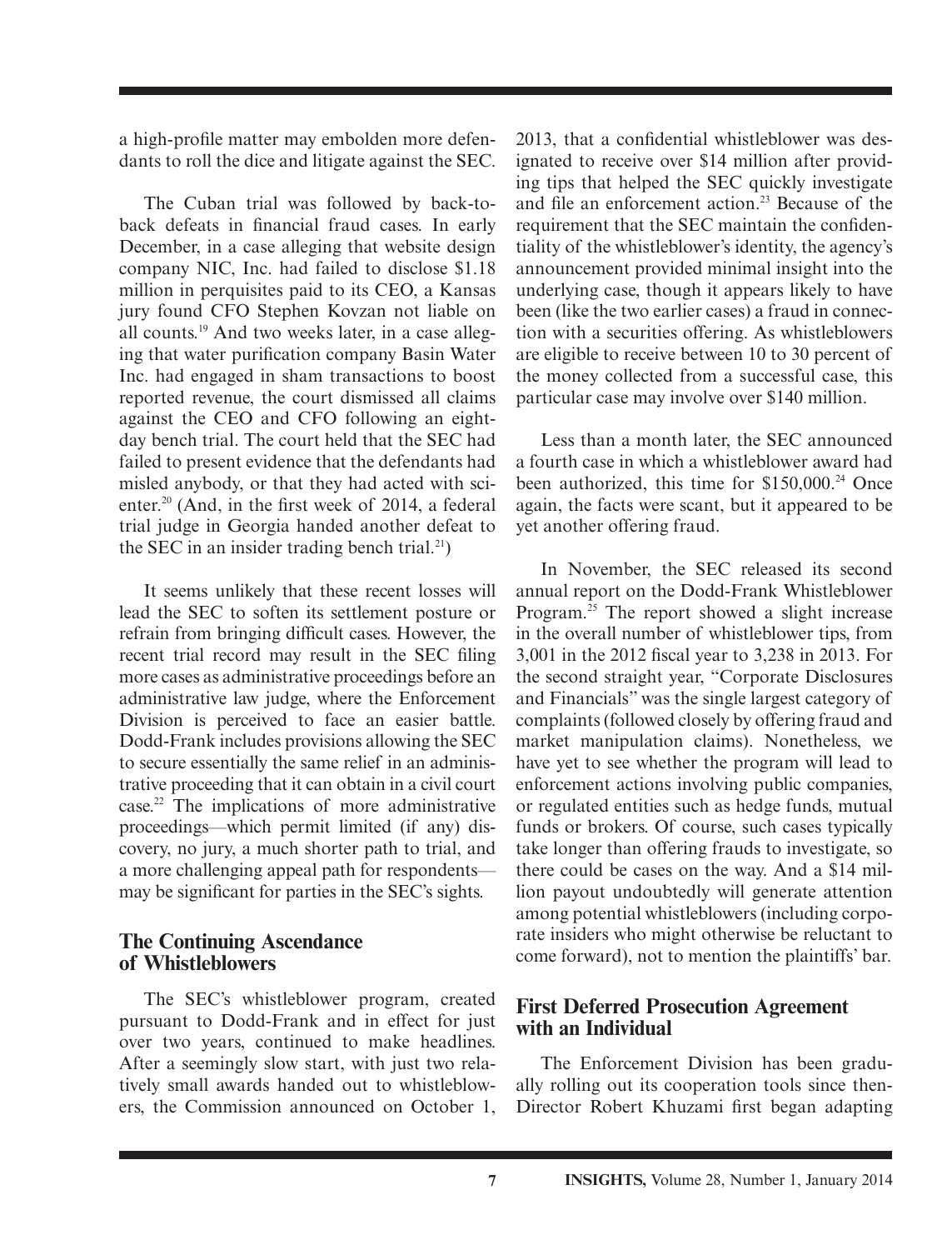a high-profile matter may embolden more defendants to roll the dice and litigate against the SEC.

The Cuban trial was followed by back-to-back defeats in financial fraud cases. In early December, in a case alleging that website design company NIC, Inc. had failed to disclose $1.18 million in perquisites paid to its CEO, a Kansas jury found CFO Stephen Kovzan not liable on all counts.[19] And two weeks later, in a case alleging that water purification company Basin Water Inc. had engaged in sham transactions to boost reported revenue, the court dismissed all claims against the CEO and CFO following an eight-day bench trial. The court held that the SEC had failed to present evidence that the defendants had misled anybody, or that they had acted with scienter.[20] (And, in the first week of 2014, a federal trial judge in Georgia handed another defeat to the SEC in an insider trading bench trial.[21])

It seems unlikely that these recent losses will lead the SEC to soften its settlement posture or refrain from bringing difficult cases. However, the recent trial record may result in the SEC filing more cases as administrative proceedings before an administrative law judge, where the Enforcement Division is perceived to face an easier battle. Dodd-Frank includes provisions allowing the SEC to secure essentially the same relief in an administrative proceeding that it can obtain in a civil court case.[22] The implications of more administrative proceedings—which permit limited (if any) discovery, no jury, a much shorter path to trial, and a more challenging appeal path for respondents—may be significant for parties in the SEC's sights.

## The Continuing Ascendance of Whistleblowers

The SEC's whistleblower program, created pursuant to Dodd-Frank and in effect for just over two years, continued to make headlines. After a seemingly slow start, with just two relatively small awards handed out to whistleblowers, the Commission announced on October 1, 2013, that a confidential whistleblower was designated to receive over $14 million after providing tips that helped the SEC quickly investigate and file an enforcement action.[23] Because of the requirement that the SEC maintain the confidentiality of the whistleblower's identity, the agency's announcement provided minimal insight into the underlying case, though it appears likely to have been (like the two earlier cases) a fraud in connection with a securities offering. As whistleblowers are eligible to receive between 10 to 30 percent of the money collected from a successful case, this particular case may involve over $140 million.

Less than a month later, the SEC announced a fourth case in which a whistleblower award had been authorized, this time for $150,000.[24] Once again, the facts were scant, but it appeared to be yet another offering fraud.

In November, the SEC released its second annual report on the Dodd-Frank Whistleblower Program.[25] The report showed a slight increase in the overall number of whistleblower tips, from 3,001 in the 2012 fiscal year to 3,238 in 2013. For the second straight year, "Corporate Disclosures and Financials" was the single largest category of complaints (followed closely by offering fraud and market manipulation claims). Nonetheless, we have yet to see whether the program will lead to enforcement actions involving public companies, or regulated entities such as hedge funds, mutual funds or brokers. Of course, such cases typically take longer than offering frauds to investigate, so there could be cases on the way. And a $14 million payout undoubtedly will generate attention among potential whistleblowers (including corporate insiders who might otherwise be reluctant to come forward), not to mention the plaintiffs' bar.

## First Deferred Prosecution Agreement with an Individual

The Enforcement Division has been gradually rolling out its cooperation tools since then-Director Robert Khuzami first began adapting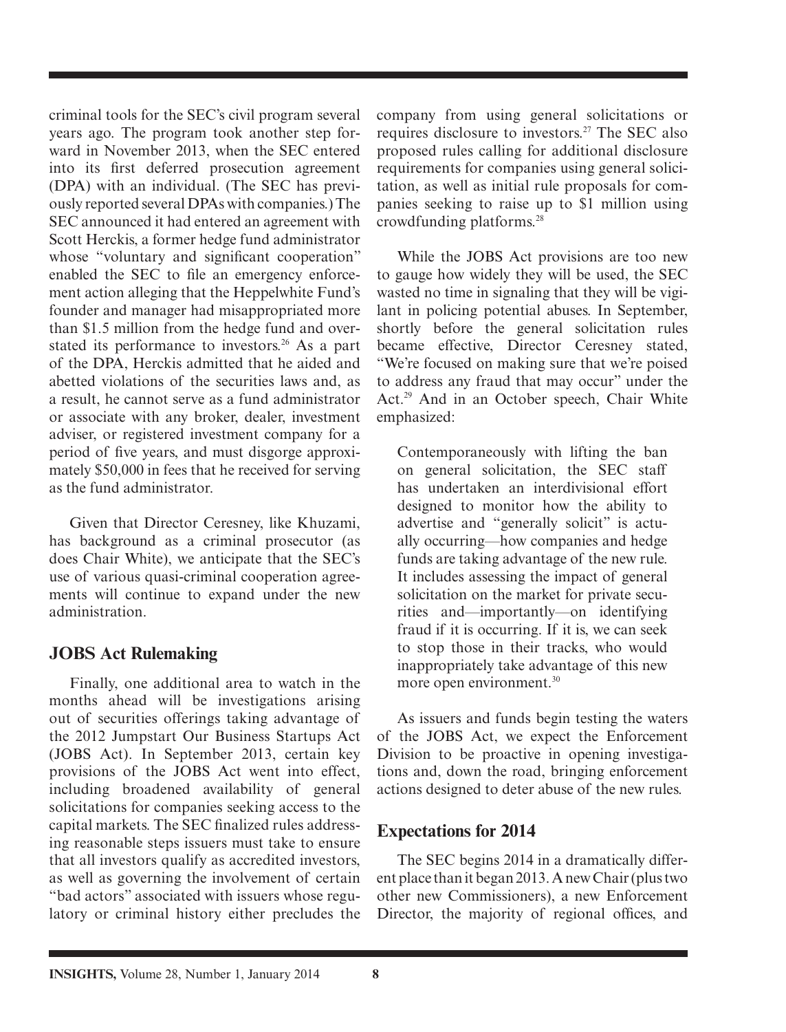criminal tools for the SEC's civil program several years ago. The program took another step forward in November 2013, when the SEC entered into its first deferred prosecution agreement (DPA) with an individual. (The SEC has previously reported several DPAs with companies.) The SEC announced it had entered an agreement with Scott Herckis, a former hedge fund administrator whose "voluntary and significant cooperation" enabled the SEC to file an emergency enforcement action alleging that the Heppelwhite Fund's founder and manager had misappropriated more than $1.5 million from the hedge fund and overstated its performance to investors.[26] As a part of the DPA, Herckis admitted that he aided and abetted violations of the securities laws and, as a result, he cannot serve as a fund administrator or associate with any broker, dealer, investment adviser, or registered investment company for a period of five years, and must disgorge approximately $50,000 in fees that he received for serving as the fund administrator.

Given that Director Ceresney, like Khuzami, has background as a criminal prosecutor (as does Chair White), we anticipate that the SEC's use of various quasi-criminal cooperation agreements will continue to expand under the new administration.

## JOBS Act Rulemaking

Finally, one additional area to watch in the months ahead will be investigations arising out of securities offerings taking advantage of the 2012 Jumpstart Our Business Startups Act (JOBS Act). In September 2013, certain key provisions of the JOBS Act went into effect, including broadened availability of general solicitations for companies seeking access to the capital markets. The SEC finalized rules addressing reasonable steps issuers must take to ensure that all investors qualify as accredited investors, as well as governing the involvement of certain "bad actors" associated with issuers whose regulatory or criminal history either precludes the company from using general solicitations or requires disclosure to investors.[27] The SEC also proposed rules calling for additional disclosure requirements for companies using general solicitation, as well as initial rule proposals for companies seeking to raise up to $1 million using crowdfunding platforms.[28]

While the JOBS Act provisions are too new to gauge how widely they will be used, the SEC wasted no time in signaling that they will be vigilant in policing potential abuses. In September, shortly before the general solicitation rules became effective, Director Ceresney stated, "We're focused on making sure that we're poised to address any fraud that may occur" under the Act.[29] And in an October speech, Chair White emphasized:

> Contemporaneously with lifting the ban on general solicitation, the SEC staff has undertaken an interdivisional effort designed to monitor how the ability to advertise and "generally solicit" is actually occurring—how companies and hedge funds are taking advantage of the new rule. It includes assessing the impact of general solicitation on the market for private securities and—importantly—on identifying fraud if it is occurring. If it is, we can seek to stop those in their tracks, who would inappropriately take advantage of this new more open environment.[30]

As issuers and funds begin testing the waters of the JOBS Act, we expect the Enforcement Division to be proactive in opening investigations and, down the road, bringing enforcement actions designed to deter abuse of the new rules.

## Expectations for 2014

The SEC begins 2014 in a dramatically different place than it began 2013. A new Chair (plus two other new Commissioners), a new Enforcement Director, the majority of regional offices, and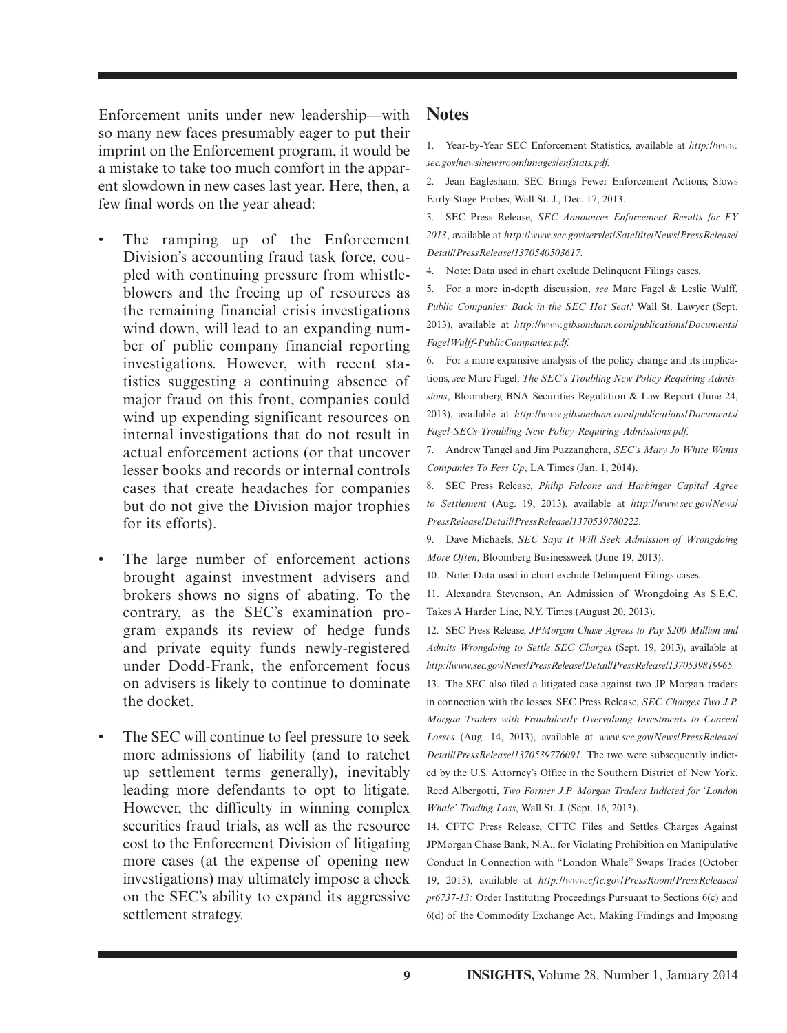Enforcement units under new leadership—with so many new faces presumably eager to put their imprint on the Enforcement program, it would be a mistake to take too much comfort in the apparent slowdown in new cases last year. Here, then, a few final words on the year ahead:

- The ramping up of the Enforcement Division's accounting fraud task force, coupled with continuing pressure from whistleblowers and the freeing up of resources as the remaining financial crisis investigations wind down, will lead to an expanding number of public company financial reporting investigations. However, with recent statistics suggesting a continuing absence of major fraud on this front, companies could wind up expending significant resources on internal investigations that do not result in actual enforcement actions (or that uncover lesser books and records or internal controls cases that create headaches for companies but do not give the Division major trophies for its efforts).

- The large number of enforcement actions brought against investment advisers and brokers shows no signs of abating. To the contrary, as the SEC's examination program expands its review of hedge funds and private equity funds newly-registered under Dodd-Frank, the enforcement focus on advisers is likely to continue to dominate the docket.

- The SEC will continue to feel pressure to seek more admissions of liability (and to ratchet up settlement terms generally), inevitably leading more defendants to opt to litigate. However, the difficulty in winning complex securities fraud trials, as well as the resource cost to the Enforcement Division of litigating more cases (at the expense of opening new investigations) may ultimately impose a check on the SEC's ability to expand its aggressive settlement strategy.

## Notes

1. Year-by-Year SEC Enforcement Statistics, available at *http://www.sec.gov/news/newsroom/images/enfstats.pdf.*

2. Jean Eaglesham, SEC Brings Fewer Enforcement Actions, Slows Early-Stage Probes, Wall St. J., Dec. 17, 2013.

3. SEC Press Release, *SEC Announces Enforcement Results for FY 2013*, available at *http://www.sec.gov/servlet/Satellite/News/PressRelease/Detail/PressRelease/1370540503617.*

4. Note: Data used in chart exclude Delinquent Filings cases.

5. For a more in-depth discussion, *see* Marc Fagel & Leslie Wulff, *Public Companies: Back in the SEC Hot Seat?* Wall St. Lawyer (Sept. 2013), available at *http://www.gibsondunn.com/publications/Documents/Fagel/Wulff-PublicCompanies.pdf.*

6. For a more expansive analysis of the policy change and its implications, *see* Marc Fagel, *The SEC's Troubling New Policy Requiring Admissions*, Bloomberg BNA Securities Regulation & Law Report (June 24, 2013), available at *http://www.gibsondunn.com/publications/Documents/Fagel-SECs-Troubling-New-Policy-Requiring-Admissions.pdf.*

7. Andrew Tangel and Jim Puzzanghera, *SEC's Mary Jo White Wants Companies To Fess Up*, LA Times (Jan. 1, 2014).

8. SEC Press Release, *Philip Falcone and Harbinger Capital Agree to Settlement* (Aug. 19, 2013), available at *http://www.sec.gov/News/PressRelease/Detail/PressRelease/1370539780222.*

9. Dave Michaels, *SEC Says It Will Seek Admission of Wrongdoing More Often*, Bloomberg Businessweek (June 19, 2013).

10. Note: Data used in chart exclude Delinquent Filings cases.

11. Alexandra Stevenson, An Admission of Wrongdoing As S.E.C. Takes A Harder Line, N.Y. Times (August 20, 2013).

12. SEC Press Release, *JPMorgan Chase Agrees to Pay $200 Million and Admits Wrongdoing to Settle SEC Charges* (Sept. 19, 2013), available at *http://www.sec.gov/News/PressRelease/Detail/PressRelease/1370539819965.*

13. The SEC also filed a litigated case against two JP Morgan traders in connection with the losses. SEC Press Release, *SEC Charges Two J.P. Morgan Traders with Fraudulently Overvaluing Investments to Conceal Losses* (Aug. 14, 2013), available at *www.sec.gov/News/PressRelease/Detail/PressRelease/1370539776091.* The two were subsequently indicted by the U.S. Attorney's Office in the Southern District of New York. Reed Albergotti, *Two Former J.P. Morgan Traders Indicted for 'London Whale' Trading Loss*, Wall St. J. (Sept. 16, 2013).

14. CFTC Press Release, CFTC Files and Settles Charges Against JPMorgan Chase Bank, N.A., for Violating Prohibition on Manipulative Conduct In Connection with "London Whale" Swaps Trades (October 19, 2013), available at *http://www.cftc.gov/PressRoom/PressReleases/pr6737-13;* Order Instituting Proceedings Pursuant to Sections 6(c) and 6(d) of the Commodity Exchange Act, Making Findings and Imposing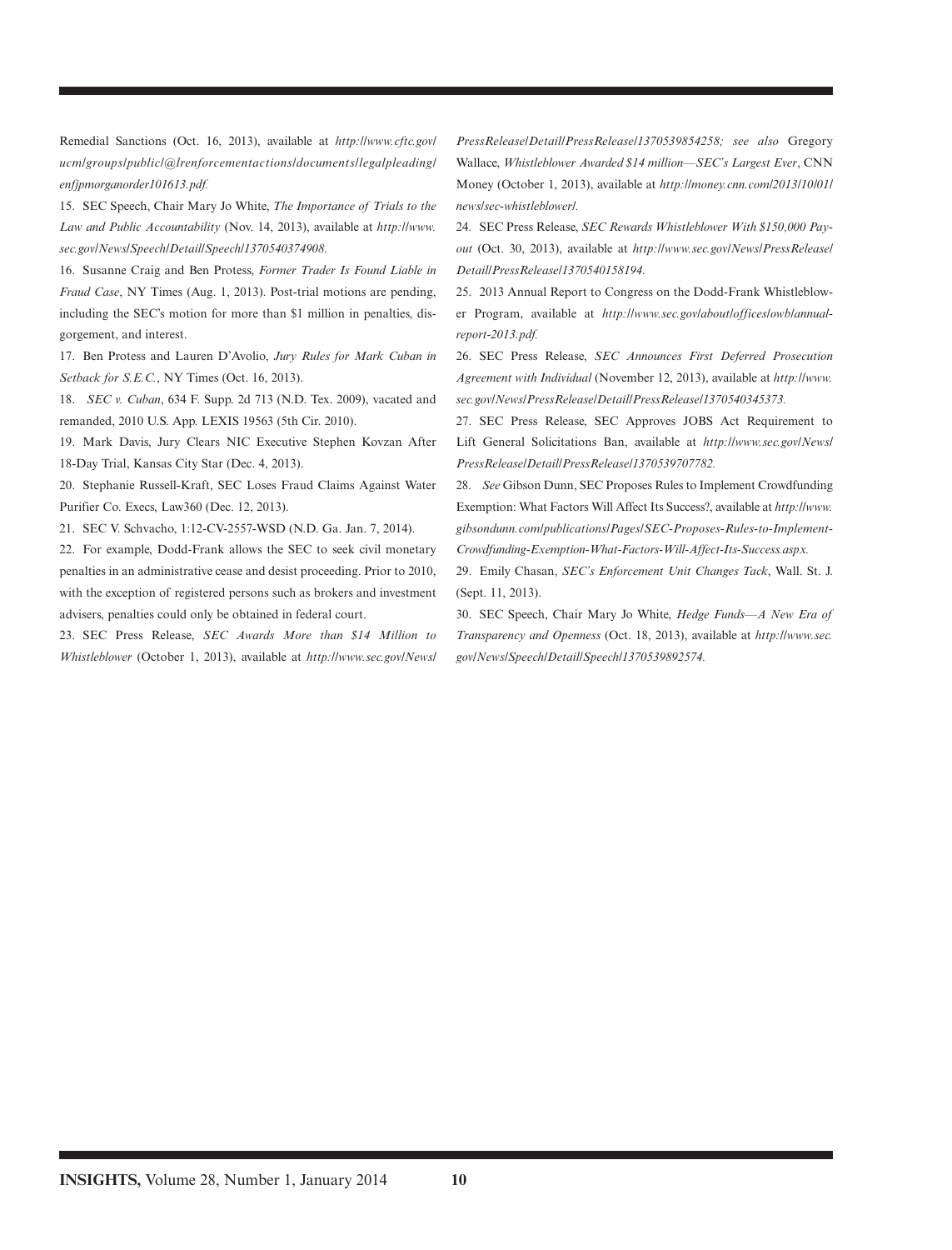Remedial Sanctions (Oct. 16, 2013), available at *http://www.cftc.gov/ucm/groups/public/@lrenforcementactions/documents/legalpleading/enfjpmorganorder101613.pdf.*

15. SEC Speech, Chair Mary Jo White, *The Importance of Trials to the Law and Public Accountability* (Nov. 14, 2013), available at *http://www.sec.gov/News/Speech/Detail/Speech/1370540374908.*

16. Susanne Craig and Ben Protess, *Former Trader Is Found Liable in Fraud Case*, NY Times (Aug. 1, 2013). Post-trial motions are pending, including the SEC's motion for more than $1 million in penalties, disgorgement, and interest.

17. Ben Protess and Lauren D'Avolio, *Jury Rules for Mark Cuban in Setback for S.E.C.*, NY Times (Oct. 16, 2013).

18. *SEC v. Cuban*, 634 F. Supp. 2d 713 (N.D. Tex. 2009), vacated and remanded, 2010 U.S. App. LEXIS 19563 (5th Cir. 2010).

19. Mark Davis, Jury Clears NIC Executive Stephen Kovzan After 18-Day Trial, Kansas City Star (Dec. 4, 2013).

20. Stephanie Russell-Kraft, SEC Loses Fraud Claims Against Water Purifier Co. Execs, Law360 (Dec. 12, 2013).

21. SEC V. Schvacho, 1:12-CV-2557-WSD (N.D. Ga. Jan. 7, 2014).

22. For example, Dodd-Frank allows the SEC to seek civil monetary penalties in an administrative cease and desist proceeding. Prior to 2010, with the exception of registered persons such as brokers and investment advisers, penalties could only be obtained in federal court.

23. SEC Press Release, *SEC Awards More than $14 Million to Whistleblower* (October 1, 2013), available at *http://www.sec.gov/News/PressRelease/Detail/PressRelease/1370539854258; see also* Gregory Wallace, *Whistleblower Awarded $14 million—SEC's Largest Ever*, CNN Money (October 1, 2013), available at *http://money.cnn.com/2013/10/01/news/sec-whistleblower/.*

24. SEC Press Release, *SEC Rewards Whistleblower With $150,000 Payout* (Oct. 30, 2013), available at *http://www.sec.gov/News/PressRelease/Detail/PressRelease/1370540158194.*

25. 2013 Annual Report to Congress on the Dodd-Frank Whistleblower Program, available at *http://www.sec.gov/about/offices/owb/annual-report-2013.pdf.*

26. SEC Press Release, *SEC Announces First Deferred Prosecution Agreement with Individual* (November 12, 2013), available at *http://www.sec.gov/News/PressRelease/Detail/PressRelease/1370540345373.*

27. SEC Press Release, SEC Approves JOBS Act Requirement to Lift General Solicitations Ban, available at *http://www.sec.gov/News/PressRelease/Detail/PressRelease/1370539707782.*

28. *See* Gibson Dunn, SEC Proposes Rules to Implement Crowdfunding Exemption: What Factors Will Affect Its Success?, available at *http://www.gibsondunn.com/publications/Pages/SEC-Proposes-Rules-to-Implement-Crowdfunding-Exemption-What-Factors-Will-Affect-Its-Success.aspx.*

29. Emily Chasan, *SEC's Enforcement Unit Changes Tack*, Wall. St. J. (Sept. 11, 2013).

30. SEC Speech, Chair Mary Jo White, *Hedge Funds—A New Era of Transparency and Openness* (Oct. 18, 2013), available at *http://www.sec.gov/News/Speech/Detail/Speech/1370539892574.*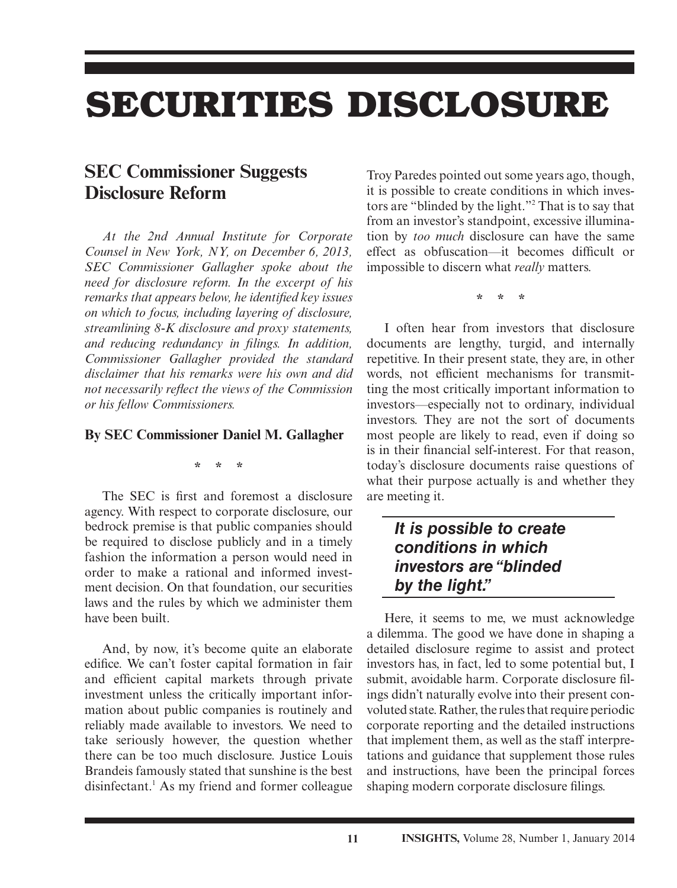# SECURITIES DISCLOSURE

## SEC Commissioner Suggests Disclosure Reform

*At the 2nd Annual Institute for Corporate Counsel in New York, NY, on December 6, 2013, SEC Commissioner Gallagher spoke about the need for disclosure reform. In the excerpt of his remarks that appears below, he identified key issues on which to focus, including layering of disclosure, streamlining 8-K disclosure and proxy statements, and reducing redundancy in filings. In addition, Commissioner Gallagher provided the standard disclaimer that his remarks were his own and did not necessarily reflect the views of the Commission or his fellow Commissioners.*

**By SEC Commissioner Daniel M. Gallagher**

\* \* \*

The SEC is first and foremost a disclosure agency. With respect to corporate disclosure, our bedrock premise is that public companies should be required to disclose publicly and in a timely fashion the information a person would need in order to make a rational and informed investment decision. On that foundation, our securities laws and the rules by which we administer them have been built.

And, by now, it's become quite an elaborate edifice. We can't foster capital formation in fair and efficient capital markets through private investment unless the critically important information about public companies is routinely and reliably made available to investors. We need to take seriously however, the question whether there can be too much disclosure. Justice Louis Brandeis famously stated that sunshine is the best disinfectant.[1] As my friend and former colleague Troy Paredes pointed out some years ago, though, it is possible to create conditions in which investors are "blinded by the light."[2] That is to say that from an investor's standpoint, excessive illumination by *too much* disclosure can have the same effect as obfuscation—it becomes difficult or impossible to discern what *really* matters.

\* \* \*

I often hear from investors that disclosure documents are lengthy, turgid, and internally repetitive. In their present state, they are, in other words, not efficient mechanisms for transmitting the most critically important information to investors—especially not to ordinary, individual investors. They are not the sort of documents most people are likely to read, even if doing so is in their financial self-interest. For that reason, today's disclosure documents raise questions of what their purpose actually is and whether they are meeting it.

> ***It is possible to create conditions in which investors are "blinded by the light."***

Here, it seems to me, we must acknowledge a dilemma. The good we have done in shaping a detailed disclosure regime to assist and protect investors has, in fact, led to some potential but, I submit, avoidable harm. Corporate disclosure filings didn't naturally evolve into their present convoluted state. Rather, the rules that require periodic corporate reporting and the detailed instructions that implement them, as well as the staff interpretations and guidance that supplement those rules and instructions, have been the principal forces shaping modern corporate disclosure filings.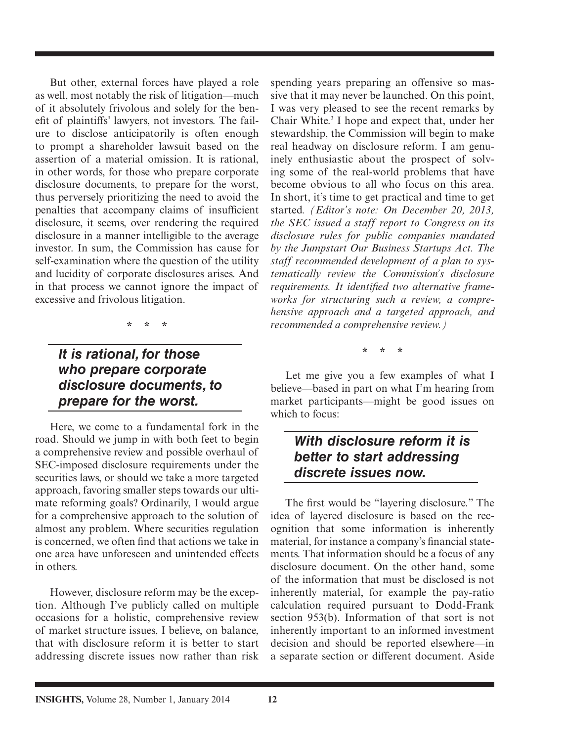But other, external forces have played a role as well, most notably the risk of litigation—much of it absolutely frivolous and solely for the benefit of plaintiffs' lawyers, not investors. The failure to disclose anticipatorily is often enough to prompt a shareholder lawsuit based on the assertion of a material omission. It is rational, in other words, for those who prepare corporate disclosure documents, to prepare for the worst, thus perversely prioritizing the need to avoid the penalties that accompany claims of insufficient disclosure, it seems, over rendering the required disclosure in a manner intelligible to the average investor. In sum, the Commission has cause for self-examination where the question of the utility and lucidity of corporate disclosures arises. And in that process we cannot ignore the impact of excessive and frivolous litigation.

\* \* \*

> ***It is rational, for those who prepare corporate disclosure documents, to prepare for the worst.***

Here, we come to a fundamental fork in the road. Should we jump in with both feet to begin a comprehensive review and possible overhaul of SEC-imposed disclosure requirements under the securities laws, or should we take a more targeted approach, favoring smaller steps towards our ultimate reforming goals? Ordinarily, I would argue for a comprehensive approach to the solution of almost any problem. Where securities regulation is concerned, we often find that actions we take in one area have unforeseen and unintended effects in others.

However, disclosure reform may be the exception. Although I've publicly called on multiple occasions for a holistic, comprehensive review of market structure issues, I believe, on balance, that with disclosure reform it is better to start addressing discrete issues now rather than risk spending years preparing an offensive so massive that it may never be launched. On this point, I was very pleased to see the recent remarks by Chair White.[3] I hope and expect that, under her stewardship, the Commission will begin to make real headway on disclosure reform. I am genuinely enthusiastic about the prospect of solving some of the real-world problems that have become obvious to all who focus on this area. In short, it's time to get practical and time to get started. *(Editor's note: On December 20, 2013, the SEC issued a staff report to Congress on its disclosure rules for public companies mandated by the Jumpstart Our Business Startups Act. The staff recommended development of a plan to systematically review the Commission's disclosure requirements. It identified two alternative frameworks for structuring such a review, a comprehensive approach and a targeted approach, and recommended a comprehensive review.)*

\* \* \*

Let me give you a few examples of what I believe—based in part on what I'm hearing from market participants—might be good issues on which to focus:

> ***With disclosure reform it is better to start addressing discrete issues now.***

The first would be "layering disclosure." The idea of layered disclosure is based on the recognition that some information is inherently material, for instance a company's financial statements. That information should be a focus of any disclosure document. On the other hand, some of the information that must be disclosed is not inherently material, for example the pay-ratio calculation required pursuant to Dodd-Frank section 953(b). Information of that sort is not inherently important to an informed investment decision and should be reported elsewhere—in a separate section or different document. Aside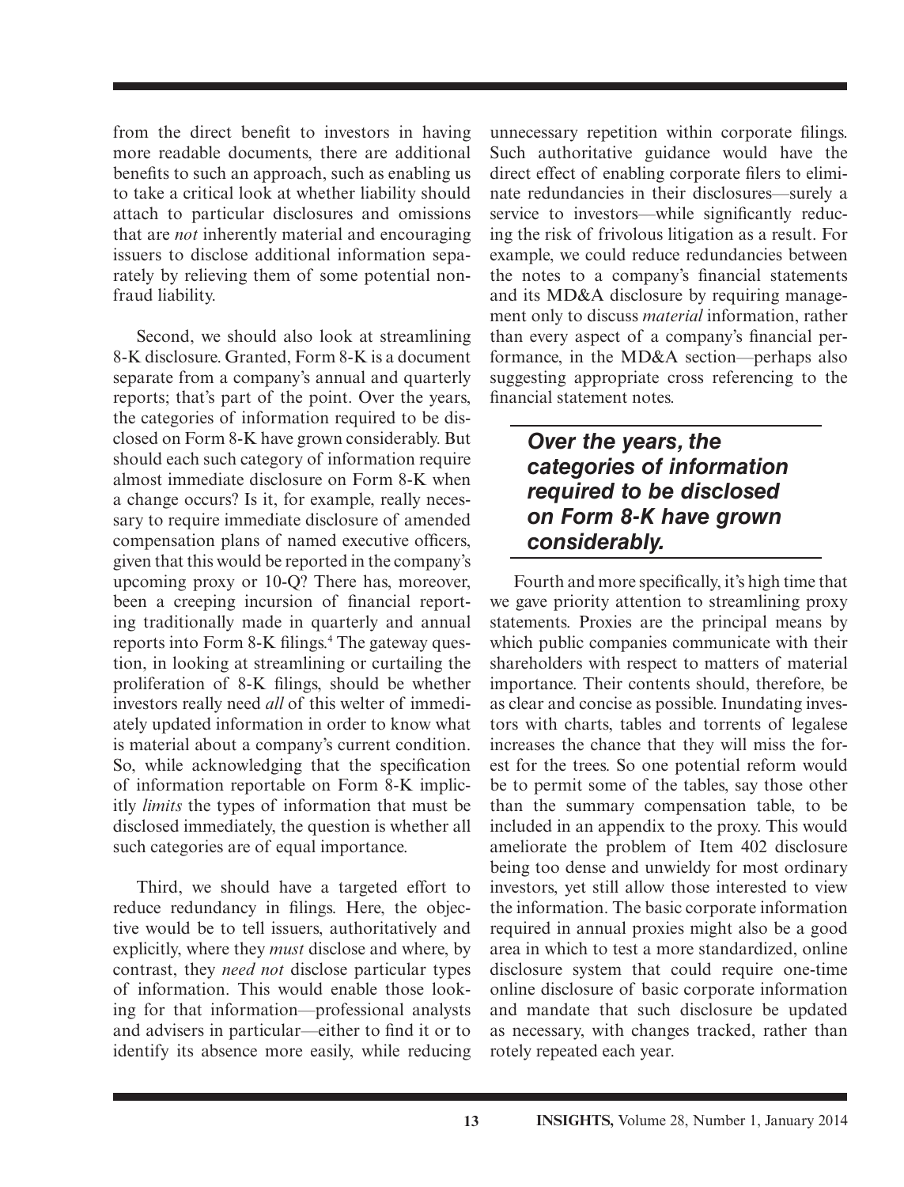from the direct benefit to investors in having more readable documents, there are additional benefits to such an approach, such as enabling us to take a critical look at whether liability should attach to particular disclosures and omissions that are *not* inherently material and encouraging issuers to disclose additional information separately by relieving them of some potential non-fraud liability.

Second, we should also look at streamlining 8-K disclosure. Granted, Form 8-K is a document separate from a company's annual and quarterly reports; that's part of the point. Over the years, the categories of information required to be disclosed on Form 8-K have grown considerably. But should each such category of information require almost immediate disclosure on Form 8-K when a change occurs? Is it, for example, really necessary to require immediate disclosure of amended compensation plans of named executive officers, given that this would be reported in the company's upcoming proxy or 10-Q? There has, moreover, been a creeping incursion of financial reporting traditionally made in quarterly and annual reports into Form 8-K filings.[4] The gateway question, in looking at streamlining or curtailing the proliferation of 8-K filings, should be whether investors really need *all* of this welter of immediately updated information in order to know what is material about a company's current condition. So, while acknowledging that the specification of information reportable on Form 8-K implicitly *limits* the types of information that must be disclosed immediately, the question is whether all such categories are of equal importance.

Third, we should have a targeted effort to reduce redundancy in filings. Here, the objective would be to tell issuers, authoritatively and explicitly, where they *must* disclose and where, by contrast, they *need not* disclose particular types of information. This would enable those looking for that information—professional analysts and advisers in particular—either to find it or to identify its absence more easily, while reducing unnecessary repetition within corporate filings. Such authoritative guidance would have the direct effect of enabling corporate filers to eliminate redundancies in their disclosures—surely a service to investors—while significantly reducing the risk of frivolous litigation as a result. For example, we could reduce redundancies between the notes to a company's financial statements and its MD&A disclosure by requiring management only to discuss *material* information, rather than every aspect of a company's financial performance, in the MD&A section—perhaps also suggesting appropriate cross referencing to the financial statement notes.

***Over the years, the categories of information required to be disclosed on Form 8-K have grown considerably.***

Fourth and more specifically, it's high time that we gave priority attention to streamlining proxy statements. Proxies are the principal means by which public companies communicate with their shareholders with respect to matters of material importance. Their contents should, therefore, be as clear and concise as possible. Inundating investors with charts, tables and torrents of legalese increases the chance that they will miss the forest for the trees. So one potential reform would be to permit some of the tables, say those other than the summary compensation table, to be included in an appendix to the proxy. This would ameliorate the problem of Item 402 disclosure being too dense and unwieldy for most ordinary investors, yet still allow those interested to view the information. The basic corporate information required in annual proxies might also be a good area in which to test a more standardized, online disclosure system that could require one-time online disclosure of basic corporate information and mandate that such disclosure be updated as necessary, with changes tracked, rather than rotely repeated each year.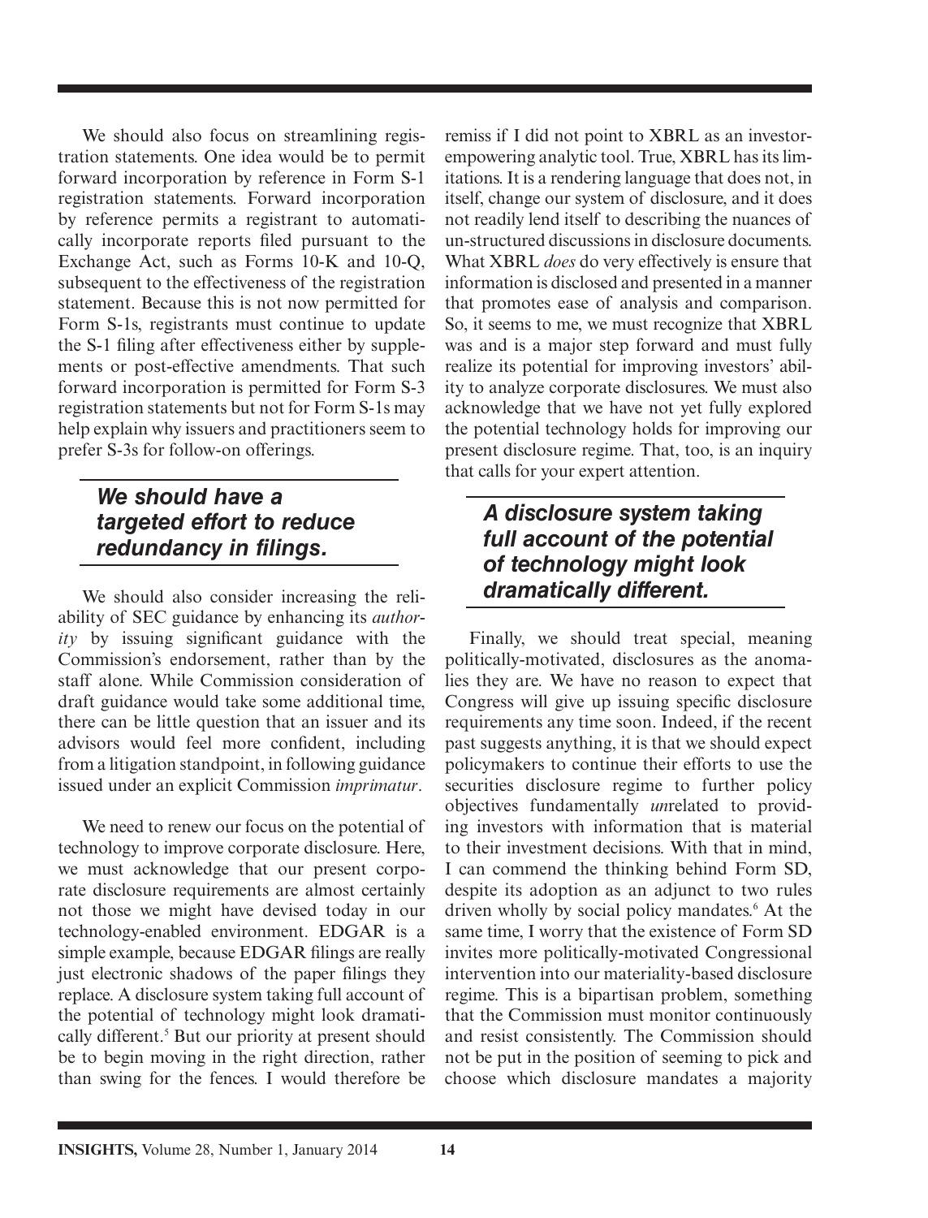We should also focus on streamlining registration statements. One idea would be to permit forward incorporation by reference in Form S-1 registration statements. Forward incorporation by reference permits a registrant to automatically incorporate reports filed pursuant to the Exchange Act, such as Forms 10-K and 10-Q, subsequent to the effectiveness of the registration statement. Because this is not now permitted for Form S-1s, registrants must continue to update the S-1 filing after effectiveness either by supplements or post-effective amendments. That such forward incorporation is permitted for Form S-3 registration statements but not for Form S-1s may help explain why issuers and practitioners seem to prefer S-3s for follow-on offerings.

> ***We should have a targeted effort to reduce redundancy in filings.***

We should also consider increasing the reliability of SEC guidance by enhancing its *authority* by issuing significant guidance with the Commission's endorsement, rather than by the staff alone. While Commission consideration of draft guidance would take some additional time, there can be little question that an issuer and its advisors would feel more confident, including from a litigation standpoint, in following guidance issued under an explicit Commission *imprimatur*.

We need to renew our focus on the potential of technology to improve corporate disclosure. Here, we must acknowledge that our present corporate disclosure requirements are almost certainly not those we might have devised today in our technology-enabled environment. EDGAR is a simple example, because EDGAR filings are really just electronic shadows of the paper filings they replace. A disclosure system taking full account of the potential of technology might look dramatically different.[5] But our priority at present should be to begin moving in the right direction, rather than swing for the fences. I would therefore be remiss if I did not point to XBRL as an investor-empowering analytic tool. True, XBRL has its limitations. It is a rendering language that does not, in itself, change our system of disclosure, and it does not readily lend itself to describing the nuances of un-structured discussions in disclosure documents. What XBRL *does* do very effectively is ensure that information is disclosed and presented in a manner that promotes ease of analysis and comparison. So, it seems to me, we must recognize that XBRL was and is a major step forward and must fully realize its potential for improving investors' ability to analyze corporate disclosures. We must also acknowledge that we have not yet fully explored the potential technology holds for improving our present disclosure regime. That, too, is an inquiry that calls for your expert attention.

> ***A disclosure system taking full account of the potential of technology might look dramatically different.***

Finally, we should treat special, meaning politically-motivated, disclosures as the anomalies they are. We have no reason to expect that Congress will give up issuing specific disclosure requirements any time soon. Indeed, if the recent past suggests anything, it is that we should expect policymakers to continue their efforts to use the securities disclosure regime to further policy objectives fundamentally *un*related to providing investors with information that is material to their investment decisions. With that in mind, I can commend the thinking behind Form SD, despite its adoption as an adjunct to two rules driven wholly by social policy mandates.[6] At the same time, I worry that the existence of Form SD invites more politically-motivated Congressional intervention into our materiality-based disclosure regime. This is a bipartisan problem, something that the Commission must monitor continuously and resist consistently. The Commission should not be put in the position of seeming to pick and choose which disclosure mandates a majority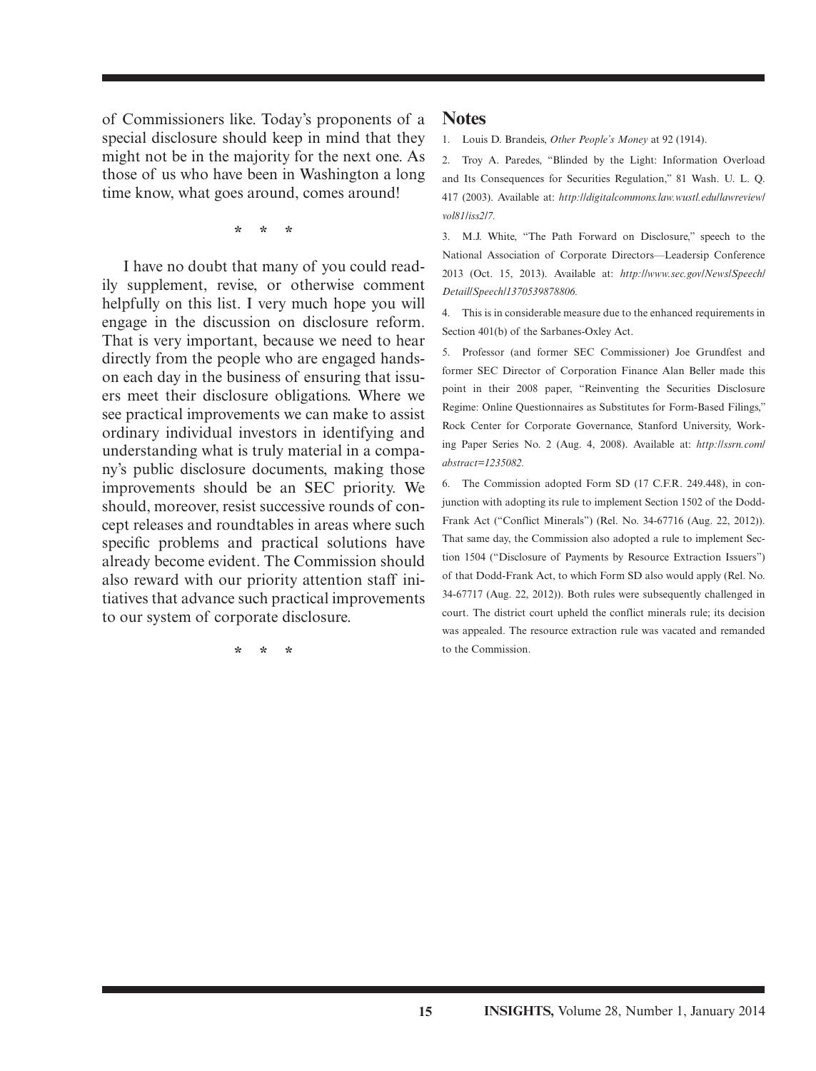of Commissioners like. Today's proponents of a special disclosure should keep in mind that they might not be in the majority for the next one. As those of us who have been in Washington a long time know, what goes around, comes around!

\* \* \*

I have no doubt that many of you could readily supplement, revise, or otherwise comment helpfully on this list. I very much hope you will engage in the discussion on disclosure reform. That is very important, because we need to hear directly from the people who are engaged hands-on each day in the business of ensuring that issuers meet their disclosure obligations. Where we see practical improvements we can make to assist ordinary individual investors in identifying and understanding what is truly material in a company's public disclosure documents, making those improvements should be an SEC priority. We should, moreover, resist successive rounds of concept releases and roundtables in areas where such specific problems and practical solutions have already become evident. The Commission should also reward with our priority attention staff initiatives that advance such practical improvements to our system of corporate disclosure.

\* \* \*

## Notes

1. Louis D. Brandeis, *Other People's Money* at 92 (1914).

2. Troy A. Paredes, "Blinded by the Light: Information Overload and Its Consequences for Securities Regulation," 81 Wash. U. L. Q. 417 (2003). Available at: *http://digitalcommons.law.wustl.edu/lawreview/vol81/iss2/7.*

3. M.J. White, "The Path Forward on Disclosure," speech to the National Association of Corporate Directors—Leadersip Conference 2013 (Oct. 15, 2013). Available at: *http://www.sec.gov/News/Speech/Detail/Speech/1370539878806.*

4. This is in considerable measure due to the enhanced requirements in Section 401(b) of the Sarbanes-Oxley Act.

5. Professor (and former SEC Commissioner) Joe Grundfest and former SEC Director of Corporation Finance Alan Beller made this point in their 2008 paper, "Reinventing the Securities Disclosure Regime: Online Questionnaires as Substitutes for Form-Based Filings," Rock Center for Corporate Governance, Stanford University, Working Paper Series No. 2 (Aug. 4, 2008). Available at: *http://ssrn.com/abstract=1235082.*

6. The Commission adopted Form SD (17 C.F.R. 249.448), in conjunction with adopting its rule to implement Section 1502 of the Dodd-Frank Act ("Conflict Minerals") (Rel. No. 34-67716 (Aug. 22, 2012)). That same day, the Commission also adopted a rule to implement Section 1504 ("Disclosure of Payments by Resource Extraction Issuers") of that Dodd-Frank Act, to which Form SD also would apply (Rel. No. 34-67717 (Aug. 22, 2012)). Both rules were subsequently challenged in court. The district court upheld the conflict minerals rule; its decision was appealed. The resource extraction rule was vacated and remanded to the Commission.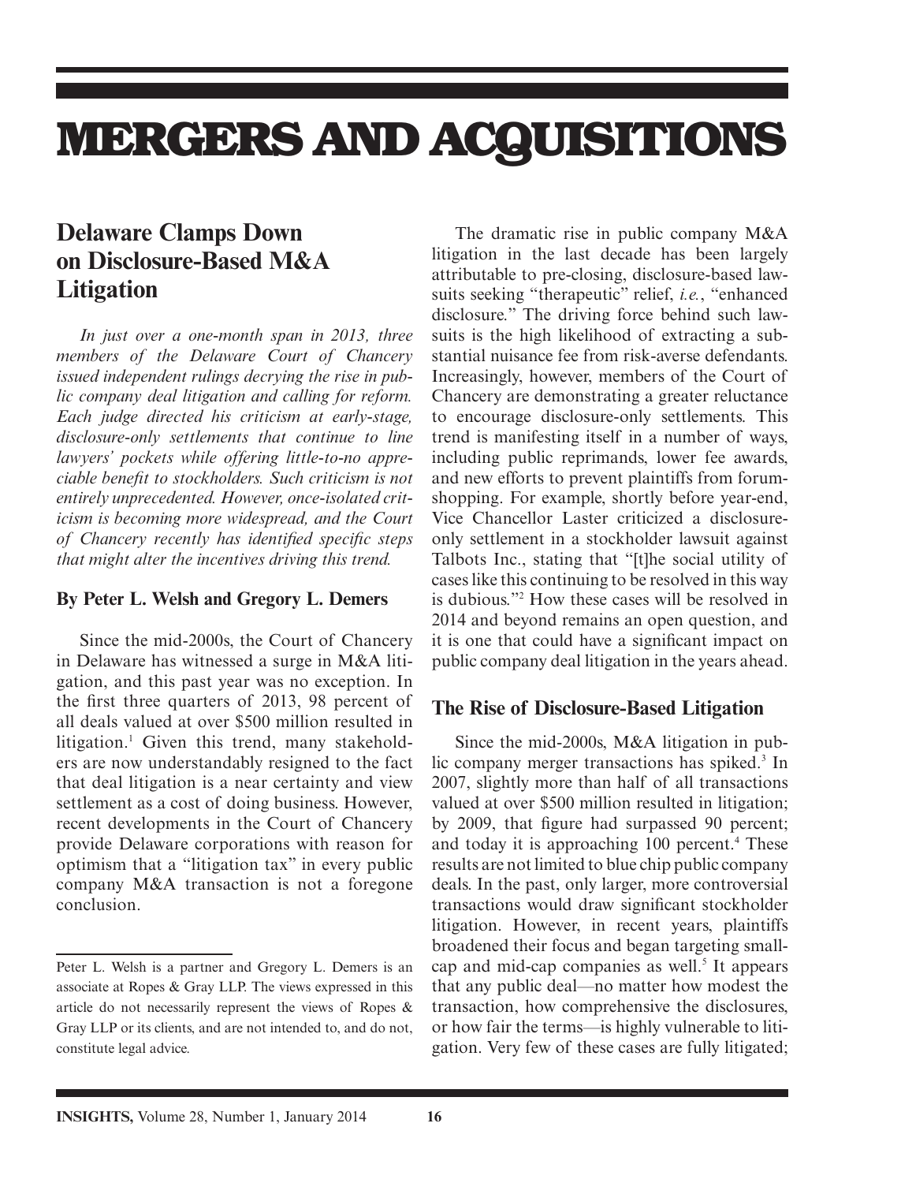# MERGERS AND ACQUISITIONS

## Delaware Clamps Down on Disclosure-Based M&A Litigation

*In just over a one-month span in 2013, three members of the Delaware Court of Chancery issued independent rulings decrying the rise in public company deal litigation and calling for reform. Each judge directed his criticism at early-stage, disclosure-only settlements that continue to line lawyers' pockets while offering little-to-no appreciable benefit to stockholders. Such criticism is not entirely unprecedented. However, once-isolated criticism is becoming more widespread, and the Court of Chancery recently has identified specific steps that might alter the incentives driving this trend.*

**By Peter L. Welsh and Gregory L. Demers**

Since the mid-2000s, the Court of Chancery in Delaware has witnessed a surge in M&A litigation, and this past year was no exception. In the first three quarters of 2013, 98 percent of all deals valued at over $500 million resulted in litigation.[1] Given this trend, many stakeholders are now understandably resigned to the fact that deal litigation is a near certainty and view settlement as a cost of doing business. However, recent developments in the Court of Chancery provide Delaware corporations with reason for optimism that a "litigation tax" in every public company M&A transaction is not a foregone conclusion.

Peter L. Welsh is a partner and Gregory L. Demers is an associate at Ropes & Gray LLP. The views expressed in this article do not necessarily represent the views of Ropes & Gray LLP or its clients, and are not intended to, and do not, constitute legal advice.

The dramatic rise in public company M&A litigation in the last decade has been largely attributable to pre-closing, disclosure-based lawsuits seeking "therapeutic" relief, *i.e.*, "enhanced disclosure." The driving force behind such lawsuits is the high likelihood of extracting a substantial nuisance fee from risk-averse defendants. Increasingly, however, members of the Court of Chancery are demonstrating a greater reluctance to encourage disclosure-only settlements. This trend is manifesting itself in a number of ways, including public reprimands, lower fee awards, and new efforts to prevent plaintiffs from forum-shopping. For example, shortly before year-end, Vice Chancellor Laster criticized a disclosure-only settlement in a stockholder lawsuit against Talbots Inc., stating that "[t]he social utility of cases like this continuing to be resolved in this way is dubious."[2] How these cases will be resolved in 2014 and beyond remains an open question, and it is one that could have a significant impact on public company deal litigation in the years ahead.

### The Rise of Disclosure-Based Litigation

Since the mid-2000s, M&A litigation in public company merger transactions has spiked.[3] In 2007, slightly more than half of all transactions valued at over $500 million resulted in litigation; by 2009, that figure had surpassed 90 percent; and today it is approaching 100 percent.[4] These results are not limited to blue chip public company deals. In the past, only larger, more controversial transactions would draw significant stockholder litigation. However, in recent years, plaintiffs broadened their focus and began targeting small-cap and mid-cap companies as well.[5] It appears that any public deal—no matter how modest the transaction, how comprehensive the disclosures, or how fair the terms—is highly vulnerable to litigation. Very few of these cases are fully litigated;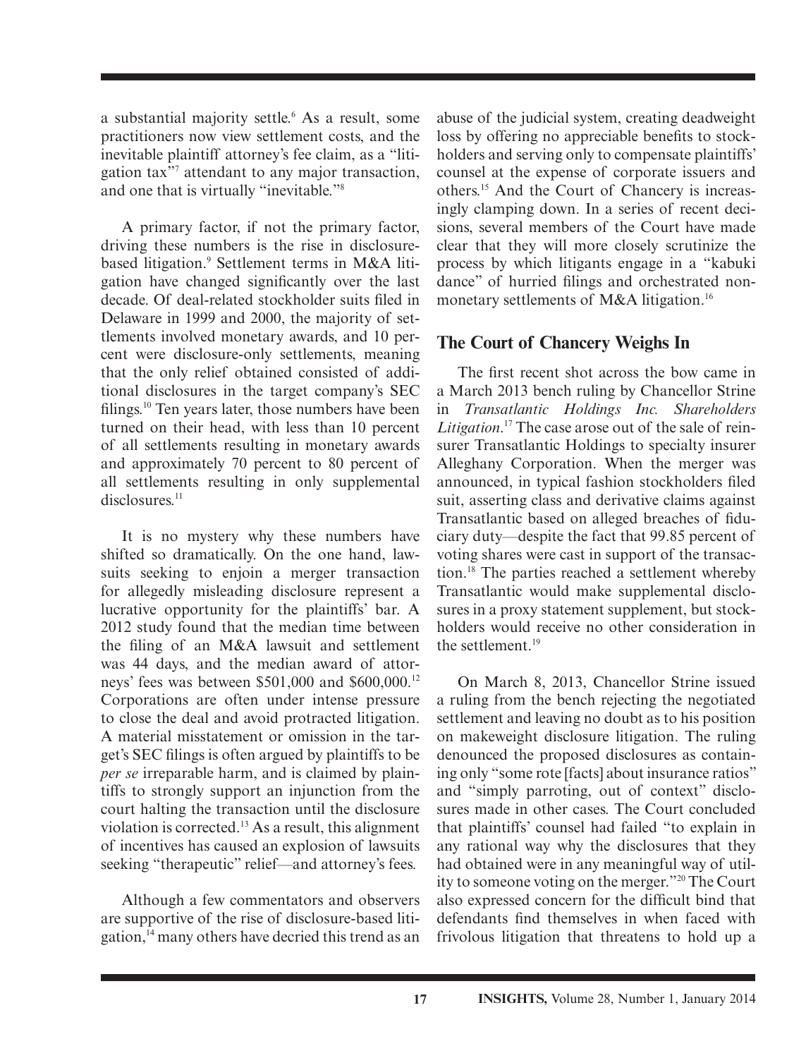a substantial majority settle.[6] As a result, some practitioners now view settlement costs, and the inevitable plaintiff attorney's fee claim, as a "litigation tax"[7] attendant to any major transaction, and one that is virtually "inevitable."[8]

A primary factor, if not the primary factor, driving these numbers is the rise in disclosure-based litigation.[9] Settlement terms in M&A litigation have changed significantly over the last decade. Of deal-related stockholder suits filed in Delaware in 1999 and 2000, the majority of settlements involved monetary awards, and 10 percent were disclosure-only settlements, meaning that the only relief obtained consisted of additional disclosures in the target company's SEC filings.[10] Ten years later, those numbers have been turned on their head, with less than 10 percent of all settlements resulting in monetary awards and approximately 70 percent to 80 percent of all settlements resulting in only supplemental disclosures.[11]

It is no mystery why these numbers have shifted so dramatically. On the one hand, lawsuits seeking to enjoin a merger transaction for allegedly misleading disclosure represent a lucrative opportunity for the plaintiffs' bar. A 2012 study found that the median time between the filing of an M&A lawsuit and settlement was 44 days, and the median award of attorneys' fees was between $501,000 and $600,000.[12] Corporations are often under intense pressure to close the deal and avoid protracted litigation. A material misstatement or omission in the target's SEC filings is often argued by plaintiffs to be *per se* irreparable harm, and is claimed by plaintiffs to strongly support an injunction from the court halting the transaction until the disclosure violation is corrected.[13] As a result, this alignment of incentives has caused an explosion of lawsuits seeking "therapeutic" relief—and attorney's fees.

Although a few commentators and observers are supportive of the rise of disclosure-based litigation,[14] many others have decried this trend as an abuse of the judicial system, creating deadweight loss by offering no appreciable benefits to stockholders and serving only to compensate plaintiffs' counsel at the expense of corporate issuers and others.[15] And the Court of Chancery is increasingly clamping down. In a series of recent decisions, several members of the Court have made clear that they will more closely scrutinize the process by which litigants engage in a "kabuki dance" of hurried filings and orchestrated non-monetary settlements of M&A litigation.[16]

## The Court of Chancery Weighs In

The first recent shot across the bow came in a March 2013 bench ruling by Chancellor Strine in *Transatlantic Holdings Inc. Shareholders Litigation*.[17] The case arose out of the sale of reinsurer Transatlantic Holdings to specialty insurer Alleghany Corporation. When the merger was announced, in typical fashion stockholders filed suit, asserting class and derivative claims against Transatlantic based on alleged breaches of fiduciary duty—despite the fact that 99.85 percent of voting shares were cast in support of the transaction.[18] The parties reached a settlement whereby Transatlantic would make supplemental disclosures in a proxy statement supplement, but stockholders would receive no other consideration in the settlement.[19]

On March 8, 2013, Chancellor Strine issued a ruling from the bench rejecting the negotiated settlement and leaving no doubt as to his position on makeweight disclosure litigation. The ruling denounced the proposed disclosures as containing only "some rote [facts] about insurance ratios" and "simply parroting, out of context" disclosures made in other cases. The Court concluded that plaintiffs' counsel had failed "to explain in any rational way why the disclosures that they had obtained were in any meaningful way of utility to someone voting on the merger."[20] The Court also expressed concern for the difficult bind that defendants find themselves in when faced with frivolous litigation that threatens to hold up a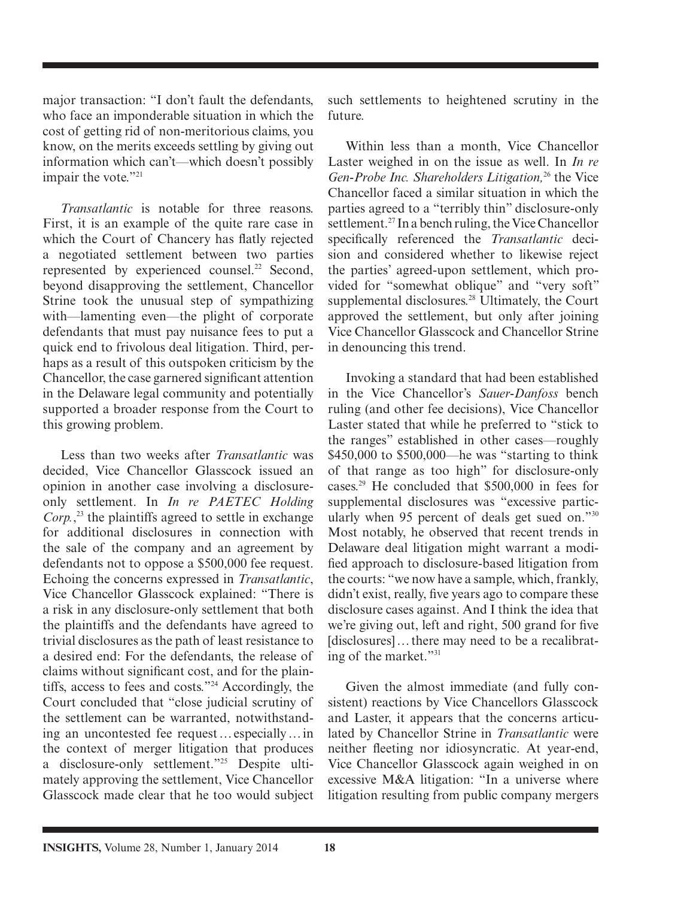major transaction: "I don't fault the defendants, who face an imponderable situation in which the cost of getting rid of non-meritorious claims, you know, on the merits exceeds settling by giving out information which can't—which doesn't possibly impair the vote."[21]

*Transatlantic* is notable for three reasons. First, it is an example of the quite rare case in which the Court of Chancery has flatly rejected a negotiated settlement between two parties represented by experienced counsel.[22] Second, beyond disapproving the settlement, Chancellor Strine took the unusual step of sympathizing with—lamenting even—the plight of corporate defendants that must pay nuisance fees to put a quick end to frivolous deal litigation. Third, perhaps as a result of this outspoken criticism by the Chancellor, the case garnered significant attention in the Delaware legal community and potentially supported a broader response from the Court to this growing problem.

Less than two weeks after *Transatlantic* was decided, Vice Chancellor Glasscock issued an opinion in another case involving a disclosure-only settlement. In *In re PAETEC Holding Corp.*,[23] the plaintiffs agreed to settle in exchange for additional disclosures in connection with the sale of the company and an agreement by defendants not to oppose a $500,000 fee request. Echoing the concerns expressed in *Transatlantic*, Vice Chancellor Glasscock explained: "There is a risk in any disclosure-only settlement that both the plaintiffs and the defendants have agreed to trivial disclosures as the path of least resistance to a desired end: For the defendants, the release of claims without significant cost, and for the plaintiffs, access to fees and costs."[24] Accordingly, the Court concluded that "close judicial scrutiny of the settlement can be warranted, notwithstanding an uncontested fee request ... especially ... in the context of merger litigation that produces a disclosure-only settlement."[25] Despite ultimately approving the settlement, Vice Chancellor Glasscock made clear that he too would subject such settlements to heightened scrutiny in the future.

Within less than a month, Vice Chancellor Laster weighed in on the issue as well. In *In re Gen-Probe Inc. Shareholders Litigation,*[26] the Vice Chancellor faced a similar situation in which the parties agreed to a "terribly thin" disclosure-only settlement.[27] In a bench ruling, the Vice Chancellor specifically referenced the *Transatlantic* decision and considered whether to likewise reject the parties' agreed-upon settlement, which provided for "somewhat oblique" and "very soft" supplemental disclosures.[28] Ultimately, the Court approved the settlement, but only after joining Vice Chancellor Glasscock and Chancellor Strine in denouncing this trend.

Invoking a standard that had been established in the Vice Chancellor's *Sauer-Danfoss* bench ruling (and other fee decisions), Vice Chancellor Laster stated that while he preferred to "stick to the ranges" established in other cases—roughly $450,000 to $500,000—he was "starting to think of that range as too high" for disclosure-only cases.[29] He concluded that $500,000 in fees for supplemental disclosures was "excessive particularly when 95 percent of deals get sued on."[30] Most notably, he observed that recent trends in Delaware deal litigation might warrant a modified approach to disclosure-based litigation from the courts: "we now have a sample, which, frankly, didn't exist, really, five years ago to compare these disclosure cases against. And I think the idea that we're giving out, left and right, 500 grand for five [disclosures] ... there may need to be a recalibrating of the market."[31]

Given the almost immediate (and fully consistent) reactions by Vice Chancellors Glasscock and Laster, it appears that the concerns articulated by Chancellor Strine in *Transatlantic* were neither fleeting nor idiosyncratic. At year-end, Vice Chancellor Glasscock again weighed in on excessive M&A litigation: "In a universe where litigation resulting from public company mergers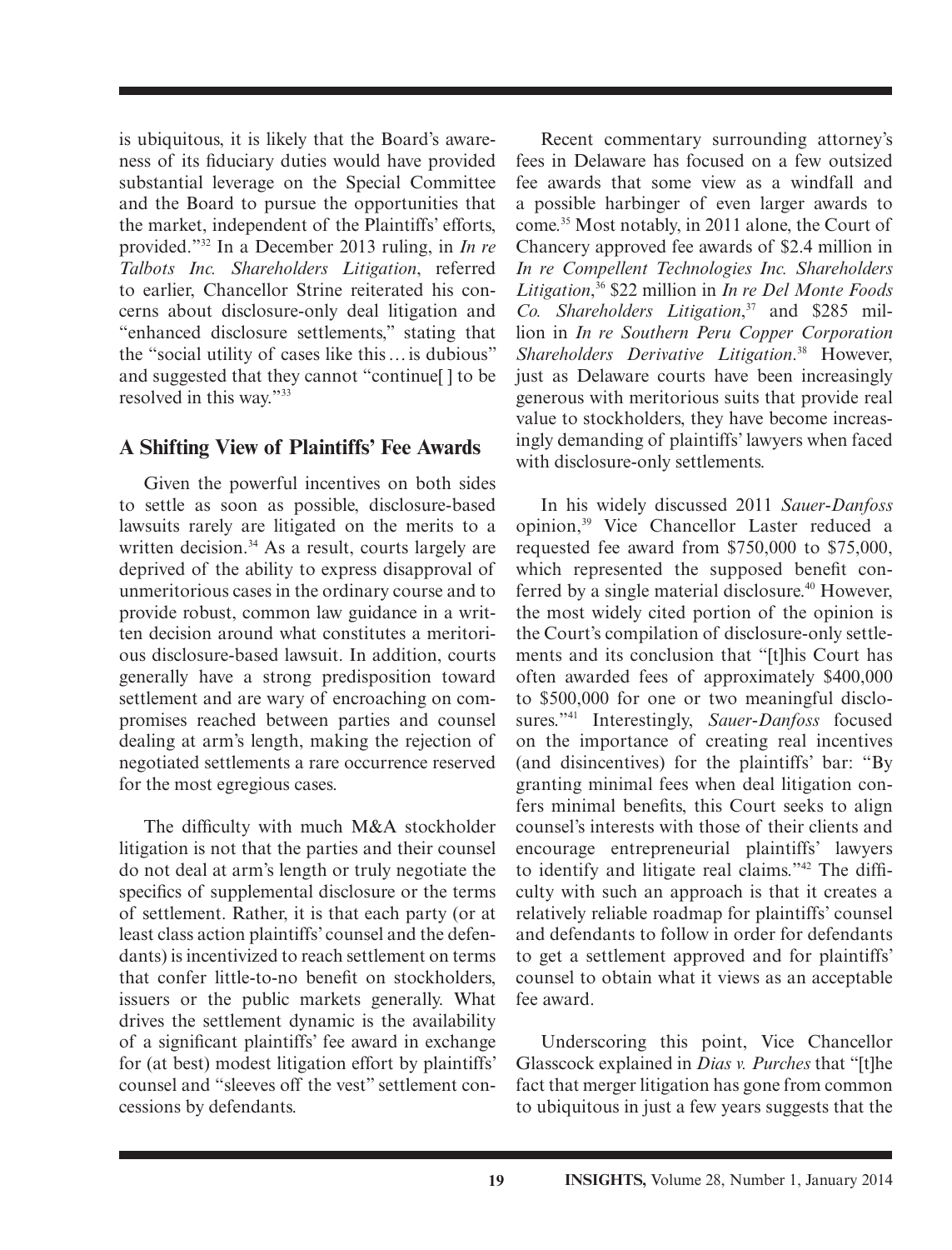is ubiquitous, it is likely that the Board's awareness of its fiduciary duties would have provided substantial leverage on the Special Committee and the Board to pursue the opportunities that the market, independent of the Plaintiffs' efforts, provided."[32] In a December 2013 ruling, in *In re Talbots Inc. Shareholders Litigation*, referred to earlier, Chancellor Strine reiterated his concerns about disclosure-only deal litigation and "enhanced disclosure settlements," stating that the "social utility of cases like this … is dubious" and suggested that they cannot "continue[ ] to be resolved in this way."[33]

## A Shifting View of Plaintiffs' Fee Awards

Given the powerful incentives on both sides to settle as soon as possible, disclosure-based lawsuits rarely are litigated on the merits to a written decision.[34] As a result, courts largely are deprived of the ability to express disapproval of unmeritorious cases in the ordinary course and to provide robust, common law guidance in a written decision around what constitutes a meritorious disclosure-based lawsuit. In addition, courts generally have a strong predisposition toward settlement and are wary of encroaching on compromises reached between parties and counsel dealing at arm's length, making the rejection of negotiated settlements a rare occurrence reserved for the most egregious cases.

The difficulty with much M&A stockholder litigation is not that the parties and their counsel do not deal at arm's length or truly negotiate the specifics of supplemental disclosure or the terms of settlement. Rather, it is that each party (or at least class action plaintiffs' counsel and the defendants) is incentivized to reach settlement on terms that confer little-to-no benefit on stockholders, issuers or the public markets generally. What drives the settlement dynamic is the availability of a significant plaintiffs' fee award in exchange for (at best) modest litigation effort by plaintiffs' counsel and "sleeves off the vest" settlement concessions by defendants.

Recent commentary surrounding attorney's fees in Delaware has focused on a few outsized fee awards that some view as a windfall and a possible harbinger of even larger awards to come.[35] Most notably, in 2011 alone, the Court of Chancery approved fee awards of \$2.4 million in *In re Compellent Technologies Inc. Shareholders Litigation*,[36] \$22 million in *In re Del Monte Foods Co. Shareholders Litigation*,[37] and \$285 million in *In re Southern Peru Copper Corporation Shareholders Derivative Litigation*.[38] However, just as Delaware courts have been increasingly generous with meritorious suits that provide real value to stockholders, they have become increasingly demanding of plaintiffs' lawyers when faced with disclosure-only settlements.

In his widely discussed 2011 *Sauer-Danfoss* opinion,[39] Vice Chancellor Laster reduced a requested fee award from \$750,000 to \$75,000, which represented the supposed benefit conferred by a single material disclosure.[40] However, the most widely cited portion of the opinion is the Court's compilation of disclosure-only settlements and its conclusion that "[t]his Court has often awarded fees of approximately \$400,000 to \$500,000 for one or two meaningful disclosures."[41] Interestingly, *Sauer-Danfoss* focused on the importance of creating real incentives (and disincentives) for the plaintiffs' bar: "By granting minimal fees when deal litigation confers minimal benefits, this Court seeks to align counsel's interests with those of their clients and encourage entrepreneurial plaintiffs' lawyers to identify and litigate real claims."[42] The difficulty with such an approach is that it creates a relatively reliable roadmap for plaintiffs' counsel and defendants to follow in order for defendants to get a settlement approved and for plaintiffs' counsel to obtain what it views as an acceptable fee award.

Underscoring this point, Vice Chancellor Glasscock explained in *Dias v. Purches* that "[t]he fact that merger litigation has gone from common to ubiquitous in just a few years suggests that the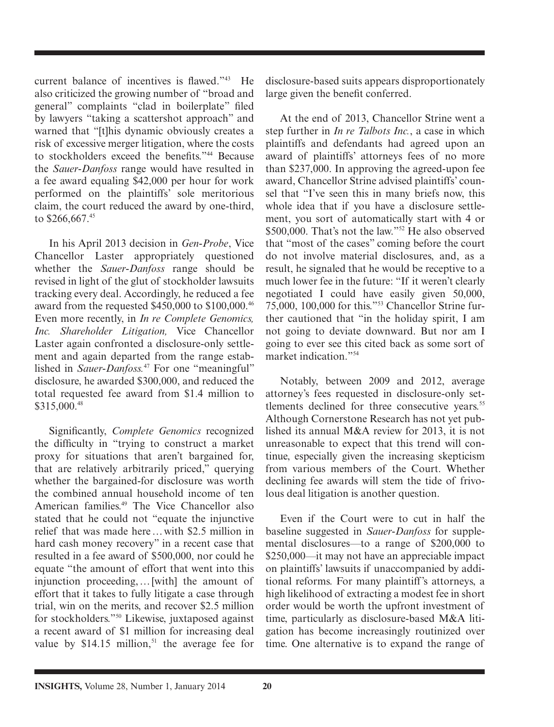current balance of incentives is flawed."[43] He also criticized the growing number of "broad and general" complaints "clad in boilerplate" filed by lawyers "taking a scattershot approach" and warned that "[t]his dynamic obviously creates a risk of excessive merger litigation, where the costs to stockholders exceed the benefits."[44] Because the *Sauer-Danfoss* range would have resulted in a fee award equaling $42,000 per hour for work performed on the plaintiffs' sole meritorious claim, the court reduced the award by one-third, to $266,667.[45]

In his April 2013 decision in *Gen-Probe*, Vice Chancellor Laster appropriately questioned whether the *Sauer-Danfoss* range should be revised in light of the glut of stockholder lawsuits tracking every deal. Accordingly, he reduced a fee award from the requested $450,000 to $100,000.[46] Even more recently, in *In re Complete Genomics, Inc. Shareholder Litigation,* Vice Chancellor Laster again confronted a disclosure-only settlement and again departed from the range established in *Sauer-Danfoss.*[47] For one "meaningful" disclosure, he awarded $300,000, and reduced the total requested fee award from $1.4 million to $315,000.[48]

Significantly, *Complete Genomics* recognized the difficulty in "trying to construct a market proxy for situations that aren't bargained for, that are relatively arbitrarily priced," querying whether the bargained-for disclosure was worth the combined annual household income of ten American families.[49] The Vice Chancellor also stated that he could not "equate the injunctive relief that was made here … with $2.5 million in hard cash money recovery" in a recent case that resulted in a fee award of $500,000, nor could he equate "the amount of effort that went into this injunction proceeding, … [with] the amount of effort that it takes to fully litigate a case through trial, win on the merits, and recover $2.5 million for stockholders."[50] Likewise, juxtaposed against a recent award of $1 million for increasing deal value by $14.15 million,[51] the average fee for disclosure-based suits appears disproportionately large given the benefit conferred.

At the end of 2013, Chancellor Strine went a step further in *In re Talbots Inc.*, a case in which plaintiffs and defendants had agreed upon an award of plaintiffs' attorneys fees of no more than $237,000. In approving the agreed-upon fee award, Chancellor Strine advised plaintiffs' counsel that "I've seen this in many briefs now, this whole idea that if you have a disclosure settlement, you sort of automatically start with 4 or $500,000. That's not the law."[52] He also observed that "most of the cases" coming before the court do not involve material disclosures, and, as a result, he signaled that he would be receptive to a much lower fee in the future: "If it weren't clearly negotiated I could have easily given 50,000, 75,000, 100,000 for this."[53] Chancellor Strine further cautioned that "in the holiday spirit, I am not going to deviate downward. But nor am I going to ever see this cited back as some sort of market indication."[54]

Notably, between 2009 and 2012, average attorney's fees requested in disclosure-only settlements declined for three consecutive years.[55] Although Cornerstone Research has not yet published its annual M&A review for 2013, it is not unreasonable to expect that this trend will continue, especially given the increasing skepticism from various members of the Court. Whether declining fee awards will stem the tide of frivolous deal litigation is another question.

Even if the Court were to cut in half the baseline suggested in *Sauer-Danfoss* for supplemental disclosures—to a range of $200,000 to $250,000—it may not have an appreciable impact on plaintiffs' lawsuits if unaccompanied by additional reforms. For many plaintiff's attorneys, a high likelihood of extracting a modest fee in short order would be worth the upfront investment of time, particularly as disclosure-based M&A litigation has become increasingly routinized over time. One alternative is to expand the range of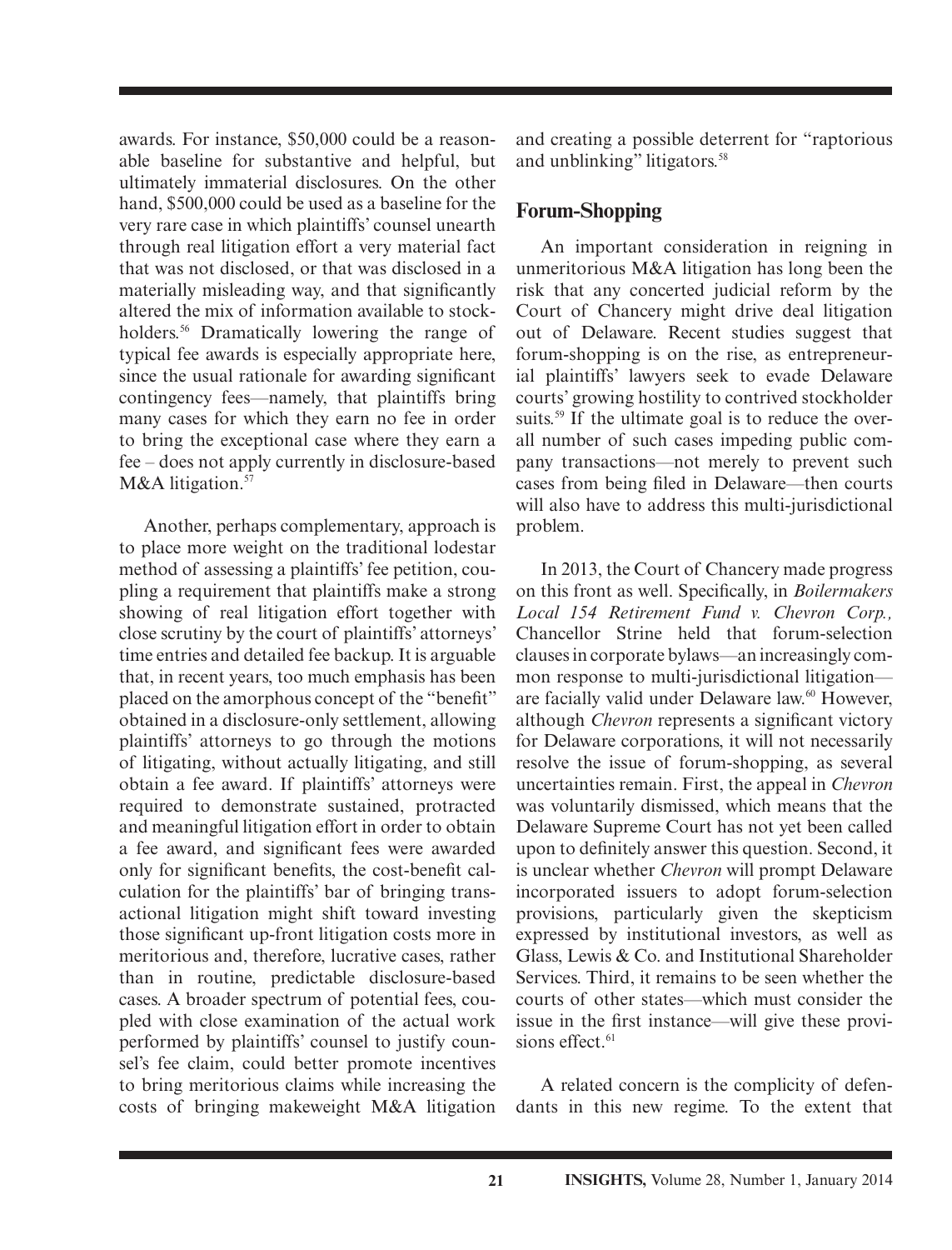awards. For instance, \$50,000 could be a reasonable baseline for substantive and helpful, but ultimately immaterial disclosures. On the other hand, \$500,000 could be used as a baseline for the very rare case in which plaintiffs' counsel unearth through real litigation effort a very material fact that was not disclosed, or that was disclosed in a materially misleading way, and that significantly altered the mix of information available to stockholders.[56] Dramatically lowering the range of typical fee awards is especially appropriate here, since the usual rationale for awarding significant contingency fees—namely, that plaintiffs bring many cases for which they earn no fee in order to bring the exceptional case where they earn a fee – does not apply currently in disclosure-based M&A litigation.[57]

Another, perhaps complementary, approach is to place more weight on the traditional lodestar method of assessing a plaintiffs' fee petition, coupling a requirement that plaintiffs make a strong showing of real litigation effort together with close scrutiny by the court of plaintiffs' attorneys' time entries and detailed fee backup. It is arguable that, in recent years, too much emphasis has been placed on the amorphous concept of the "benefit" obtained in a disclosure-only settlement, allowing plaintiffs' attorneys to go through the motions of litigating, without actually litigating, and still obtain a fee award. If plaintiffs' attorneys were required to demonstrate sustained, protracted and meaningful litigation effort in order to obtain a fee award, and significant fees were awarded only for significant benefits, the cost-benefit calculation for the plaintiffs' bar of bringing transactional litigation might shift toward investing those significant up-front litigation costs more in meritorious and, therefore, lucrative cases, rather than in routine, predictable disclosure-based cases. A broader spectrum of potential fees, coupled with close examination of the actual work performed by plaintiffs' counsel to justify counsel's fee claim, could better promote incentives to bring meritorious claims while increasing the costs of bringing makeweight M&A litigation and creating a possible deterrent for "raptorious and unblinking" litigators.[58]

## Forum-Shopping

An important consideration in reigning in unmeritorious M&A litigation has long been the risk that any concerted judicial reform by the Court of Chancery might drive deal litigation out of Delaware. Recent studies suggest that forum-shopping is on the rise, as entrepreneurial plaintiffs' lawyers seek to evade Delaware courts' growing hostility to contrived stockholder suits.[59] If the ultimate goal is to reduce the overall number of such cases impeding public company transactions—not merely to prevent such cases from being filed in Delaware—then courts will also have to address this multi-jurisdictional problem.

In 2013, the Court of Chancery made progress on this front as well. Specifically, in *Boilermakers Local 154 Retirement Fund v. Chevron Corp.,* Chancellor Strine held that forum-selection clauses in corporate bylaws—an increasingly common response to multi-jurisdictional litigation—are facially valid under Delaware law.[60] However, although *Chevron* represents a significant victory for Delaware corporations, it will not necessarily resolve the issue of forum-shopping, as several uncertainties remain. First, the appeal in *Chevron* was voluntarily dismissed, which means that the Delaware Supreme Court has not yet been called upon to definitely answer this question. Second, it is unclear whether *Chevron* will prompt Delaware incorporated issuers to adopt forum-selection provisions, particularly given the skepticism expressed by institutional investors, as well as Glass, Lewis & Co. and Institutional Shareholder Services. Third, it remains to be seen whether the courts of other states—which must consider the issue in the first instance—will give these provisions effect.[61]

A related concern is the complicity of defendants in this new regime. To the extent that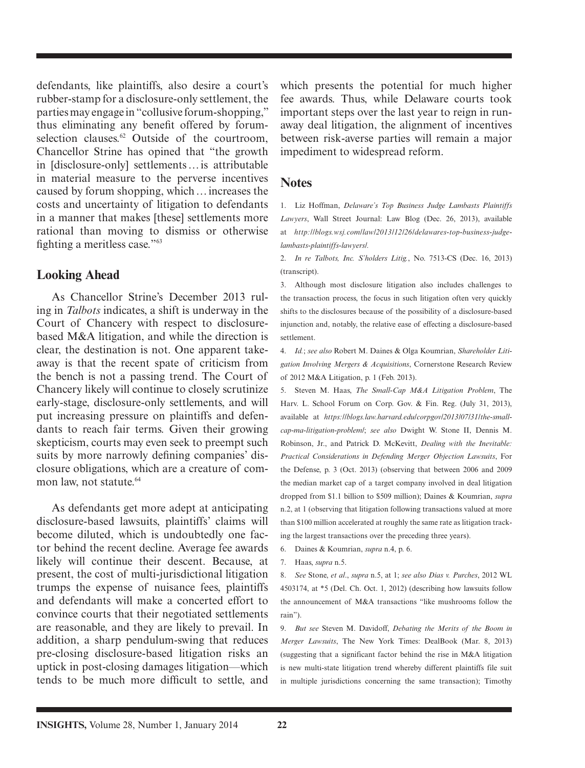defendants, like plaintiffs, also desire a court's rubber-stamp for a disclosure-only settlement, the parties may engage in "collusive forum-shopping," thus eliminating any benefit offered by forum-selection clauses.[62] Outside of the courtroom, Chancellor Strine has opined that "the growth in [disclosure-only] settlements … is attributable in material measure to the perverse incentives caused by forum shopping, which … increases the costs and uncertainty of litigation to defendants in a manner that makes [these] settlements more rational than moving to dismiss or otherwise fighting a meritless case."[63]

## Looking Ahead

As Chancellor Strine's December 2013 ruling in *Talbots* indicates, a shift is underway in the Court of Chancery with respect to disclosure-based M&A litigation, and while the direction is clear, the destination is not. One apparent takeaway is that the recent spate of criticism from the bench is not a passing trend. The Court of Chancery likely will continue to closely scrutinize early-stage, disclosure-only settlements, and will put increasing pressure on plaintiffs and defendants to reach fair terms. Given their growing skepticism, courts may even seek to preempt such suits by more narrowly defining companies' disclosure obligations, which are a creature of common law, not statute.[64]

As defendants get more adept at anticipating disclosure-based lawsuits, plaintiffs' claims will become diluted, which is undoubtedly one factor behind the recent decline. Average fee awards likely will continue their descent. Because, at present, the cost of multi-jurisdictional litigation trumps the expense of nuisance fees, plaintiffs and defendants will make a concerted effort to convince courts that their negotiated settlements are reasonable, and they are likely to prevail. In addition, a sharp pendulum-swing that reduces pre-closing disclosure-based litigation risks an uptick in post-closing damages litigation—which tends to be much more difficult to settle, and which presents the potential for much higher fee awards. Thus, while Delaware courts took important steps over the last year to reign in run-away deal litigation, the alignment of incentives between risk-averse parties will remain a major impediment to widespread reform.

## Notes

1. Liz Hoffman, *Delaware's Top Business Judge Lambasts Plaintiffs Lawyers*, Wall Street Journal: Law Blog (Dec. 26, 2013), available at *http://blogs.wsj.com/law/2013/12/26/delawares-top-business-judge-lambasts-plaintiffs-lawyers/*.

2. *In re Talbots, Inc. S'holders Litig.*, No. 7513-CS (Dec. 16, 2013) (transcript).

3. Although most disclosure litigation also includes challenges to the transaction process, the focus in such litigation often very quickly shifts to the disclosures because of the possibility of a disclosure-based injunction and, notably, the relative ease of effecting a disclosure-based settlement.

4. *Id.*; *see also* Robert M. Daines & Olga Koumrian, *Shareholder Litigation Involving Mergers & Acquisitions*, Cornerstone Research Review of 2012 M&A Litigation, p. 1 (Feb. 2013).

5. Steven M. Haas, *The Small-Cap M&A Litigation Problem*, The Harv. L. School Forum on Corp. Gov. & Fin. Reg. (July 31, 2013), available at *https://blogs.law.harvard.edu/corpgov/2013/07/31/the-small-cap-ma-litigation-problem/*; *see also* Dwight W. Stone II, Dennis M. Robinson, Jr., and Patrick D. McKevitt, *Dealing with the Inevitable: Practical Considerations in Defending Merger Objection Lawsuits*, For the Defense, p. 3 (Oct. 2013) (observing that between 2006 and 2009 the median market cap of a target company involved in deal litigation dropped from $1.1 billion to $509 million); Daines & Koumrian, *supra* n.2, at 1 (observing that litigation following transactions valued at more than $100 million accelerated at roughly the same rate as litigation tracking the largest transactions over the preceding three years).

6. Daines & Koumrian, *supra* n.4, p. 6.

7. Haas, *supra* n.5.

8. *See* Stone, *et al*., *supra* n.5, at 1; *see also Dias v. Purches*, 2012 WL 4503174, at *5 (Del. Ch. Oct. 1, 2012) (describing how lawsuits follow the announcement of M&A transactions "like mushrooms follow the rain").

9. *But see* Steven M. Davidoff, *Debating the Merits of the Boom in Merger Lawsuits*, The New York Times: DealBook (Mar. 8, 2013) (suggesting that a significant factor behind the rise in M&A litigation is new multi-state litigation trend whereby different plaintiffs file suit in multiple jurisdictions concerning the same transaction); Timothy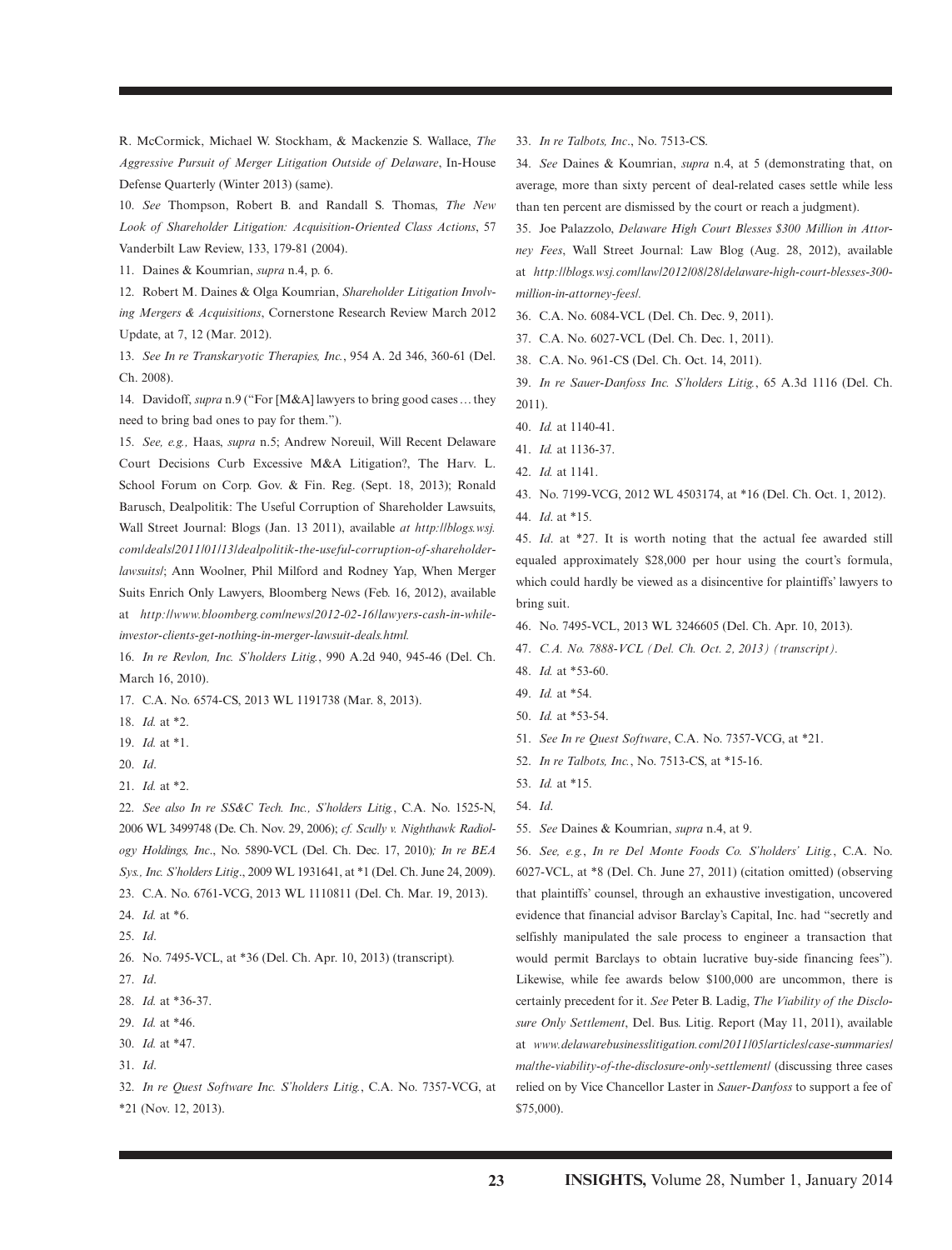R. McCormick, Michael W. Stockham, & Mackenzie S. Wallace, *The Aggressive Pursuit of Merger Litigation Outside of Delaware*, In-House Defense Quarterly (Winter 2013) (same).

10. *See* Thompson, Robert B. and Randall S. Thomas, *The New Look of Shareholder Litigation: Acquisition-Oriented Class Actions*, 57 Vanderbilt Law Review, 133, 179-81 (2004).

11. Daines & Koumrian, *supra* n.4, p. 6.

12. Robert M. Daines & Olga Koumrian, *Shareholder Litigation Involving Mergers & Acquisitions*, Cornerstone Research Review March 2012 Update, at 7, 12 (Mar. 2012).

13. *See In re Transkaryotic Therapies, Inc.*, 954 A. 2d 346, 360-61 (Del. Ch. 2008).

14. Davidoff, *supra* n.9 ("For [M&A] lawyers to bring good cases … they need to bring bad ones to pay for them.").

15. *See, e.g.,* Haas, *supra* n.5; Andrew Noreuil, Will Recent Delaware Court Decisions Curb Excessive M&A Litigation?, The Harv. L. School Forum on Corp. Gov. & Fin. Reg. (Sept. 18, 2013); Ronald Barusch, Dealpolitik: The Useful Corruption of Shareholder Lawsuits, Wall Street Journal: Blogs (Jan. 13 2011), available *at http://blogs.wsj.com/deals/2011/01/13/dealpolitik-the-useful-corruption-of-shareholder-lawsuits/*; Ann Woolner, Phil Milford and Rodney Yap, When Merger Suits Enrich Only Lawyers, Bloomberg News (Feb. 16, 2012), available at *http://www.bloomberg.com/news/2012-02-16/lawyers-cash-in-while-investor-clients-get-nothing-in-merger-lawsuit-deals.html.*

16. *In re Revlon, Inc. S'holders Litig.*, 990 A.2d 940, 945-46 (Del. Ch. March 16, 2010).

17. C.A. No. 6574-CS, 2013 WL 1191738 (Mar. 8, 2013).

18. *Id.* at *2.

19. *Id.* at *1.

20. *Id*.

21. *Id.* at *2.

22. *See also In re SS&C Tech. Inc., S'holders Litig.*, C.A. No. 1525-N, 2006 WL 3499748 (De. Ch. Nov. 29, 2006); *cf. Scully v. Nighthawk Radiology Holdings, Inc*., No. 5890-VCL (Del. Ch. Dec. 17, 2010)*; In re BEA Sys., Inc. S'holders Litig*., 2009 WL 1931641, at *1 (Del. Ch. June 24, 2009).

23. C.A. No. 6761-VCG, 2013 WL 1110811 (Del. Ch. Mar. 19, 2013).

24. *Id.* at *6.

25. *Id*.

26. No. 7495-VCL, at *36 (Del. Ch. Apr. 10, 2013) (transcript).

27. *Id*.

28. *Id.* at *36-37.

29. *Id.* at *46.

30. *Id.* at *47.

31. *Id*.

32. *In re Quest Software Inc. S'holders Litig.*, C.A. No. 7357-VCG, at *21 (Nov. 12, 2013).

33. *In re Talbots, Inc*., No. 7513-CS.

34. *See* Daines & Koumrian, *supra* n.4, at 5 (demonstrating that, on average, more than sixty percent of deal-related cases settle while less than ten percent are dismissed by the court or reach a judgment).

35. Joe Palazzolo, *Delaware High Court Blesses $300 Million in Attorney Fees*, Wall Street Journal: Law Blog (Aug. 28, 2012), available at *http://blogs.wsj.com/law/2012/08/28/delaware-high-court-blesses-300-million-in-attorney-fees/.*

36. C.A. No. 6084-VCL (Del. Ch. Dec. 9, 2011).

37. C.A. No. 6027-VCL (Del. Ch. Dec. 1, 2011).

38. C.A. No. 961-CS (Del. Ch. Oct. 14, 2011).

39. *In re Sauer-Danfoss Inc. S'holders Litig.*, 65 A.3d 1116 (Del. Ch. 2011).

40. *Id.* at 1140-41.

41. *Id.* at 1136-37.

42. *Id.* at 1141.

43. No. 7199-VCG, 2012 WL 4503174, at *16 (Del. Ch. Oct. 1, 2012).

44. *Id*. at *15.

45. *Id*. at *27. It is worth noting that the actual fee awarded still equaled approximately $28,000 per hour using the court's formula, which could hardly be viewed as a disincentive for plaintiffs' lawyers to bring suit.

46. No. 7495-VCL, 2013 WL 3246605 (Del. Ch. Apr. 10, 2013).

47. *C.A. No. 7888-VCL (Del. Ch. Oct. 2, 2013) (transcript).*

48. *Id.* at *53-60.

49. *Id.* at *54.

50. *Id.* at *53-54.

51. *See In re Quest Software*, C.A. No. 7357-VCG, at *21.

52. *In re Talbots, Inc.*, No. 7513-CS, at *15-16.

53. *Id.* at *15.

54. *Id*.

55. *See* Daines & Koumrian, *supra* n.4, at 9.

56. *See, e.g.*, *In re Del Monte Foods Co. S'holders' Litig.*, C.A. No. 6027-VCL, at *8 (Del. Ch. June 27, 2011) (citation omitted) (observing that plaintiffs' counsel, through an exhaustive investigation, uncovered evidence that financial advisor Barclay's Capital, Inc. had "secretly and selfishly manipulated the sale process to engineer a transaction that would permit Barclays to obtain lucrative buy-side financing fees"). Likewise, while fee awards below $100,000 are uncommon, there is certainly precedent for it. *See* Peter B. Ladig, *The Viability of the Disclosure Only Settlement*, Del. Bus. Litig. Report (May 11, 2011), available at *www.delawarebusinesslitigation.com/2011/05/articles/case-summaries/ma/the-viability-of-the-disclosure-only-settlement/* (discussing three cases relied on by Vice Chancellor Laster in *Sauer-Danfoss* to support a fee of $75,000).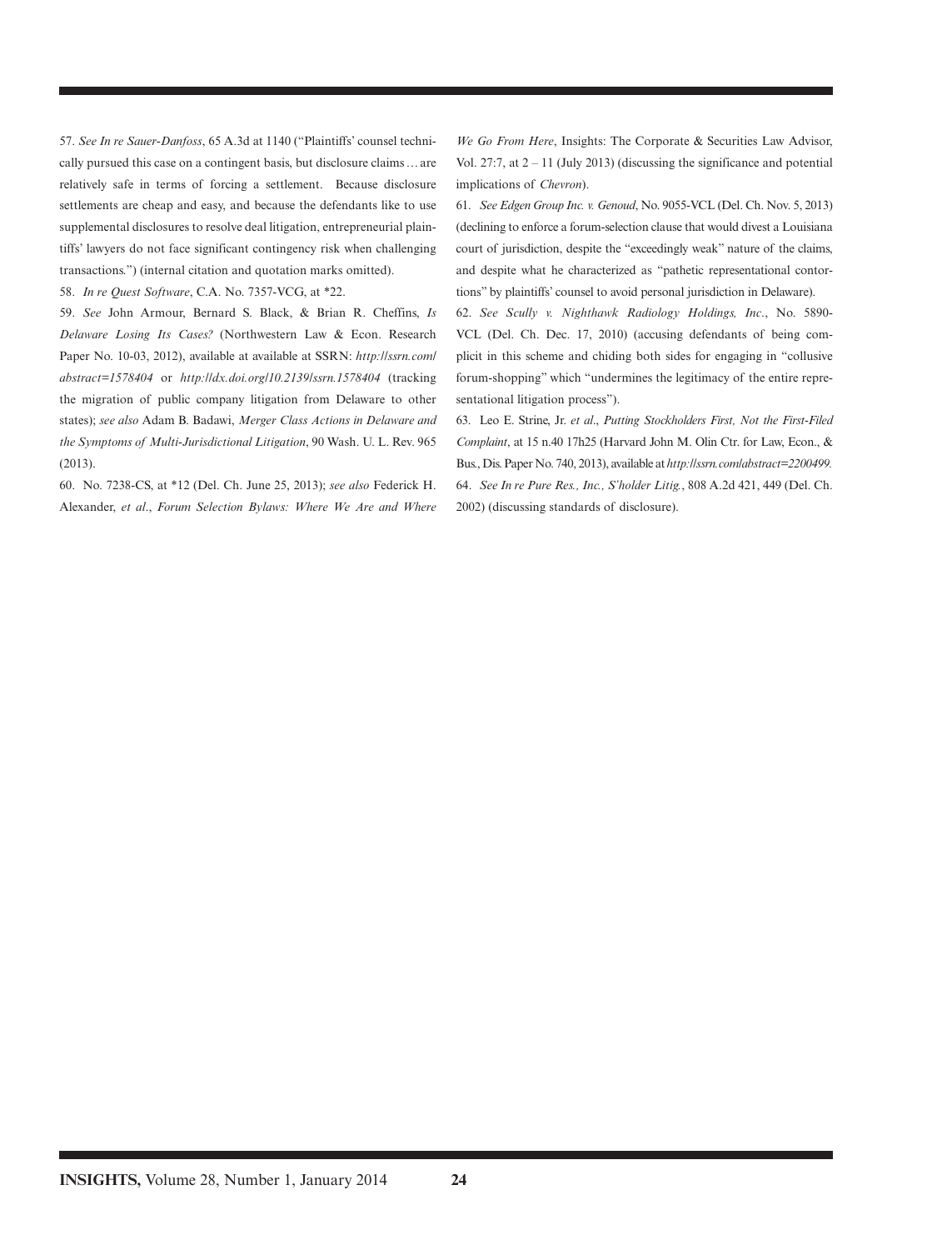57. *See In re Sauer-Danfoss*, 65 A.3d at 1140 ("Plaintiffs' counsel technically pursued this case on a contingent basis, but disclosure claims … are relatively safe in terms of forcing a settlement. Because disclosure settlements are cheap and easy, and because the defendants like to use supplemental disclosures to resolve deal litigation, entrepreneurial plaintiffs' lawyers do not face significant contingency risk when challenging transactions.") (internal citation and quotation marks omitted).

58. *In re Quest Software*, C.A. No. 7357-VCG, at *22.

59. *See* John Armour, Bernard S. Black, & Brian R. Cheffins, *Is Delaware Losing Its Cases?* (Northwestern Law & Econ. Research Paper No. 10-03, 2012), available at available at SSRN: *http://ssrn.com/abstract=1578404* or *http://dx.doi.org/10.2139/ssrn.1578404* (tracking the migration of public company litigation from Delaware to other states); *see also* Adam B. Badawi, *Merger Class Actions in Delaware and the Symptoms of Multi-Jurisdictional Litigation*, 90 Wash. U. L. Rev. 965 (2013).

60. No. 7238-CS, at *12 (Del. Ch. June 25, 2013); *see also* Federick H. Alexander, *et al*., *Forum Selection Bylaws: Where We Are and Where We Go From Here*, Insights: The Corporate & Securities Law Advisor, Vol. 27:7, at 2 – 11 (July 2013) (discussing the significance and potential implications of *Chevron*).

61. *See Edgen Group Inc. v. Genoud*, No. 9055-VCL (Del. Ch. Nov. 5, 2013) (declining to enforce a forum-selection clause that would divest a Louisiana court of jurisdiction, despite the "exceedingly weak" nature of the claims, and despite what he characterized as "pathetic representational contortions" by plaintiffs' counsel to avoid personal jurisdiction in Delaware).

62. *See Scully v. Nighthawk Radiology Holdings, Inc*., No. 5890-VCL (Del. Ch. Dec. 17, 2010) (accusing defendants of being complicit in this scheme and chiding both sides for engaging in "collusive forum-shopping" which "undermines the legitimacy of the entire representational litigation process").

63. Leo E. Strine, Jr. *et al*., *Putting Stockholders First, Not the First-Filed Complaint*, at 15 n.40 17h25 (Harvard John M. Olin Ctr. for Law, Econ., & Bus., Dis. Paper No. 740, 2013), available at *http://ssrn.com/abstract=2200499.*

64. *See In re Pure Res., Inc., S'holder Litig.*, 808 A.2d 421, 449 (Del. Ch. 2002) (discussing standards of disclosure).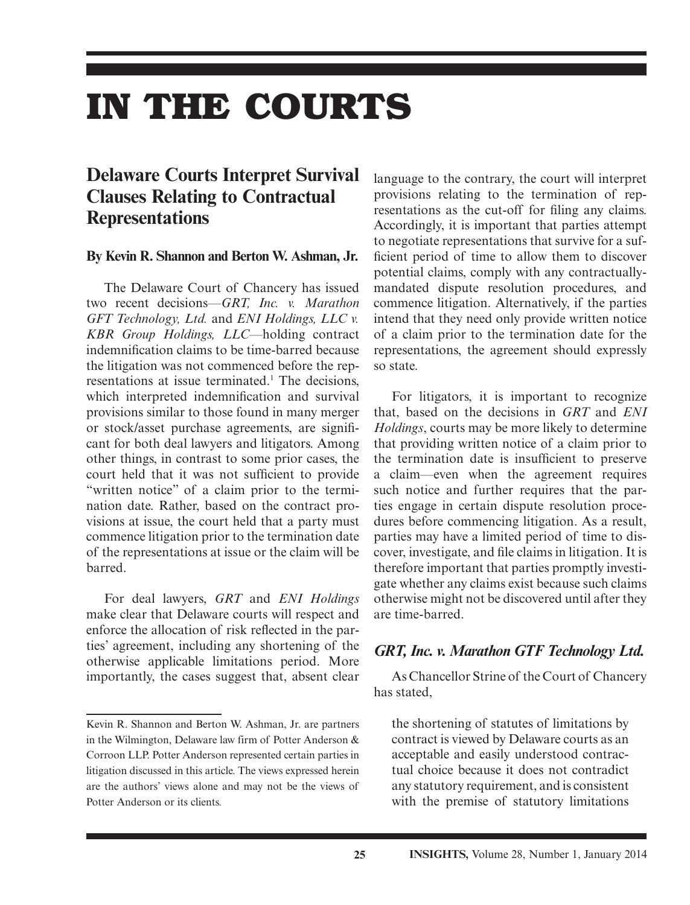# IN THE COURTS

## Delaware Courts Interpret Survival Clauses Relating to Contractual Representations

**By Kevin R. Shannon and Berton W. Ashman, Jr.**

The Delaware Court of Chancery has issued two recent decisions—*GRT, Inc. v. Marathon GFT Technology, Ltd.* and *ENI Holdings, LLC v. KBR Group Holdings, LLC*—holding contract indemnification claims to be time-barred because the litigation was not commenced before the representations at issue terminated.[1] The decisions, which interpreted indemnification and survival provisions similar to those found in many merger or stock/asset purchase agreements, are significant for both deal lawyers and litigators. Among other things, in contrast to some prior cases, the court held that it was not sufficient to provide "written notice" of a claim prior to the termination date. Rather, based on the contract provisions at issue, the court held that a party must commence litigation prior to the termination date of the representations at issue or the claim will be barred.

For deal lawyers, *GRT* and *ENI Holdings* make clear that Delaware courts will respect and enforce the allocation of risk reflected in the parties' agreement, including any shortening of the otherwise applicable limitations period. More importantly, the cases suggest that, absent clear language to the contrary, the court will interpret provisions relating to the termination of representations as the cut-off for filing any claims. Accordingly, it is important that parties attempt to negotiate representations that survive for a sufficient period of time to allow them to discover potential claims, comply with any contractually-mandated dispute resolution procedures, and commence litigation. Alternatively, if the parties intend that they need only provide written notice of a claim prior to the termination date for the representations, the agreement should expressly so state.

For litigators, it is important to recognize that, based on the decisions in *GRT* and *ENI Holdings*, courts may be more likely to determine that providing written notice of a claim prior to the termination date is insufficient to preserve a claim—even when the agreement requires such notice and further requires that the parties engage in certain dispute resolution procedures before commencing litigation. As a result, parties may have a limited period of time to discover, investigate, and file claims in litigation. It is therefore important that parties promptly investigate whether any claims exist because such claims otherwise might not be discovered until after they are time-barred.

### *GRT, Inc. v. Marathon GTF Technology Ltd.*

As Chancellor Strine of the Court of Chancery has stated,

> the shortening of statutes of limitations by contract is viewed by Delaware courts as an acceptable and easily understood contractual choice because it does not contradict any statutory requirement, and is consistent with the premise of statutory limitations

---

Kevin R. Shannon and Berton W. Ashman, Jr. are partners in the Wilmington, Delaware law firm of Potter Anderson & Corroon LLP. Potter Anderson represented certain parties in litigation discussed in this article. The views expressed herein are the authors' views alone and may not be the views of Potter Anderson or its clients.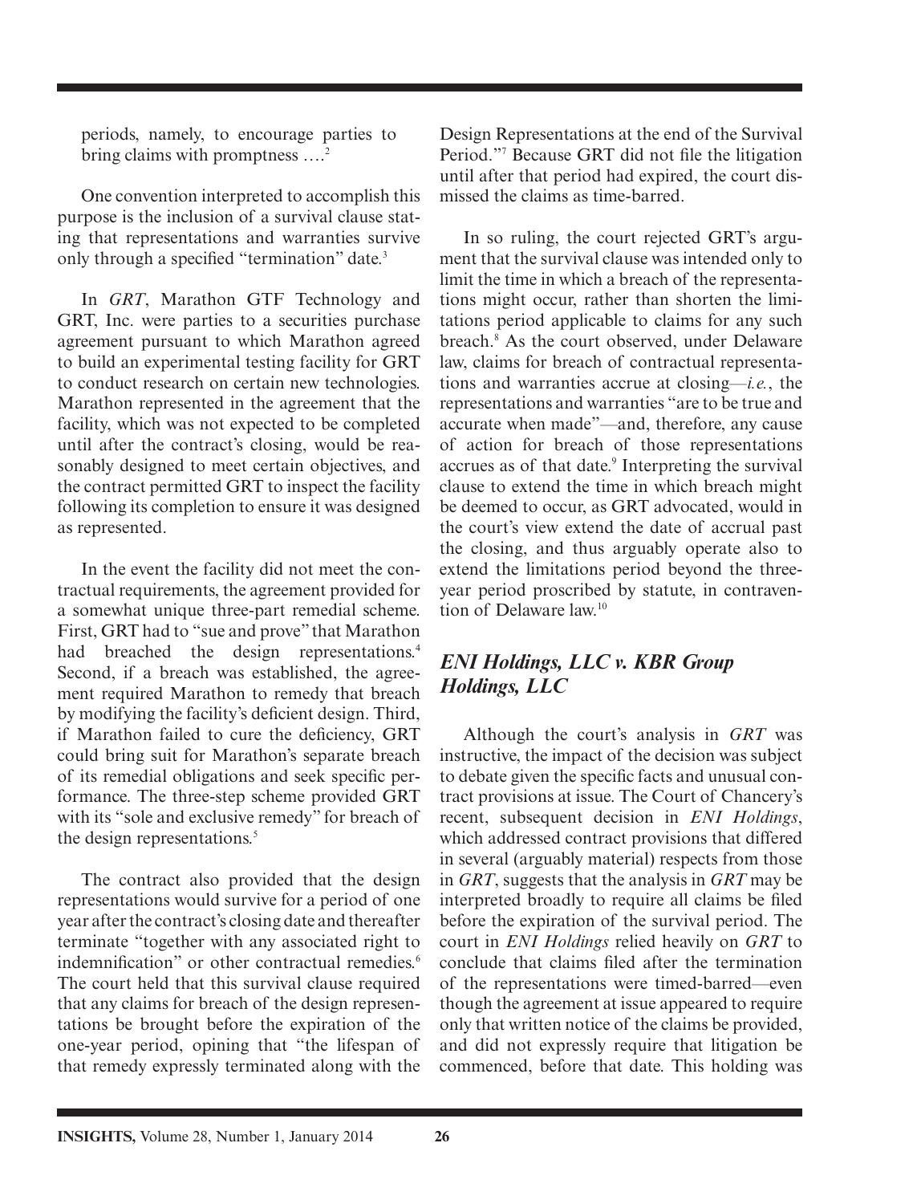periods, namely, to encourage parties to bring claims with promptness ….[2]

One convention interpreted to accomplish this purpose is the inclusion of a survival clause stating that representations and warranties survive only through a specified "termination" date.[3]

In *GRT*, Marathon GTF Technology and GRT, Inc. were parties to a securities purchase agreement pursuant to which Marathon agreed to build an experimental testing facility for GRT to conduct research on certain new technologies. Marathon represented in the agreement that the facility, which was not expected to be completed until after the contract's closing, would be reasonably designed to meet certain objectives, and the contract permitted GRT to inspect the facility following its completion to ensure it was designed as represented.

In the event the facility did not meet the contractual requirements, the agreement provided for a somewhat unique three-part remedial scheme. First, GRT had to "sue and prove" that Marathon had breached the design representations.[4] Second, if a breach was established, the agreement required Marathon to remedy that breach by modifying the facility's deficient design. Third, if Marathon failed to cure the deficiency, GRT could bring suit for Marathon's separate breach of its remedial obligations and seek specific performance. The three-step scheme provided GRT with its "sole and exclusive remedy" for breach of the design representations.[5]

The contract also provided that the design representations would survive for a period of one year after the contract's closing date and thereafter terminate "together with any associated right to indemnification" or other contractual remedies.[6] The court held that this survival clause required that any claims for breach of the design representations be brought before the expiration of the one-year period, opining that "the lifespan of that remedy expressly terminated along with the Design Representations at the end of the Survival Period."[7] Because GRT did not file the litigation until after that period had expired, the court dismissed the claims as time-barred.

In so ruling, the court rejected GRT's argument that the survival clause was intended only to limit the time in which a breach of the representations might occur, rather than shorten the limitations period applicable to claims for any such breach.[8] As the court observed, under Delaware law, claims for breach of contractual representations and warranties accrue at closing—*i.e.*, the representations and warranties "are to be true and accurate when made"—and, therefore, any cause of action for breach of those representations accrues as of that date.[9] Interpreting the survival clause to extend the time in which breach might be deemed to occur, as GRT advocated, would in the court's view extend the date of accrual past the closing, and thus arguably operate also to extend the limitations period beyond the three-year period proscribed by statute, in contravention of Delaware law.[10]

## *ENI Holdings, LLC v. KBR Group Holdings, LLC*

Although the court's analysis in *GRT* was instructive, the impact of the decision was subject to debate given the specific facts and unusual contract provisions at issue. The Court of Chancery's recent, subsequent decision in *ENI Holdings*, which addressed contract provisions that differed in several (arguably material) respects from those in *GRT*, suggests that the analysis in *GRT* may be interpreted broadly to require all claims be filed before the expiration of the survival period. The court in *ENI Holdings* relied heavily on *GRT* to conclude that claims filed after the termination of the representations were timed-barred—even though the agreement at issue appeared to require only that written notice of the claims be provided, and did not expressly require that litigation be commenced, before that date. This holding was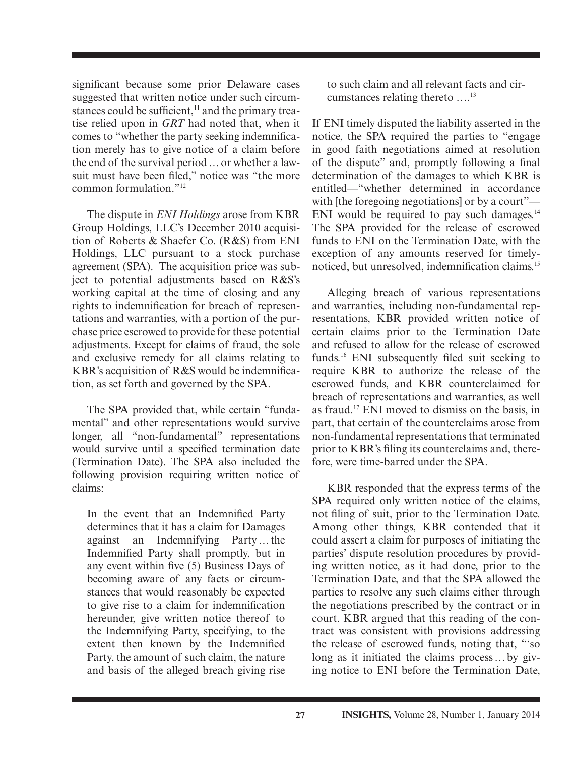significant because some prior Delaware cases suggested that written notice under such circumstances could be sufficient,[11] and the primary treatise relied upon in *GRT* had noted that, when it comes to "whether the party seeking indemnification merely has to give notice of a claim before the end of the survival period … or whether a lawsuit must have been filed," notice was "the more common formulation."[12]

The dispute in *ENI Holdings* arose from KBR Group Holdings, LLC's December 2010 acquisition of Roberts & Shaefer Co. (R&S) from ENI Holdings, LLC pursuant to a stock purchase agreement (SPA). The acquisition price was subject to potential adjustments based on R&S's working capital at the time of closing and any rights to indemnification for breach of representations and warranties, with a portion of the purchase price escrowed to provide for these potential adjustments. Except for claims of fraud, the sole and exclusive remedy for all claims relating to KBR's acquisition of R&S would be indemnification, as set forth and governed by the SPA.

The SPA provided that, while certain "fundamental" and other representations would survive longer, all "non-fundamental" representations would survive until a specified termination date (Termination Date). The SPA also included the following provision requiring written notice of claims:

> In the event that an Indemnified Party determines that it has a claim for Damages against an Indemnifying Party … the Indemnified Party shall promptly, but in any event within five (5) Business Days of becoming aware of any facts or circumstances that would reasonably be expected to give rise to a claim for indemnification hereunder, give written notice thereof to the Indemnifying Party, specifying, to the extent then known by the Indemnified Party, the amount of such claim, the nature and basis of the alleged breach giving rise to such claim and all relevant facts and circumstances relating thereto ….[13]

If ENI timely disputed the liability asserted in the notice, the SPA required the parties to "engage in good faith negotiations aimed at resolution of the dispute" and, promptly following a final determination of the damages to which KBR is entitled—"whether determined in accordance with [the foregoing negotiations] or by a court"—ENI would be required to pay such damages.[14] The SPA provided for the release of escrowed funds to ENI on the Termination Date, with the exception of any amounts reserved for timely-noticed, but unresolved, indemnification claims.[15]

Alleging breach of various representations and warranties, including non-fundamental representations, KBR provided written notice of certain claims prior to the Termination Date and refused to allow for the release of escrowed funds.[16] ENI subsequently filed suit seeking to require KBR to authorize the release of the escrowed funds, and KBR counterclaimed for breach of representations and warranties, as well as fraud.[17] ENI moved to dismiss on the basis, in part, that certain of the counterclaims arose from non-fundamental representations that terminated prior to KBR's filing its counterclaims and, therefore, were time-barred under the SPA.

KBR responded that the express terms of the SPA required only written notice of the claims, not filing of suit, prior to the Termination Date. Among other things, KBR contended that it could assert a claim for purposes of initiating the parties' dispute resolution procedures by providing written notice, as it had done, prior to the Termination Date, and that the SPA allowed the parties to resolve any such claims either through the negotiations prescribed by the contract or in court. KBR argued that this reading of the contract was consistent with provisions addressing the release of escrowed funds, noting that, "'so long as it initiated the claims process … by giving notice to ENI before the Termination Date,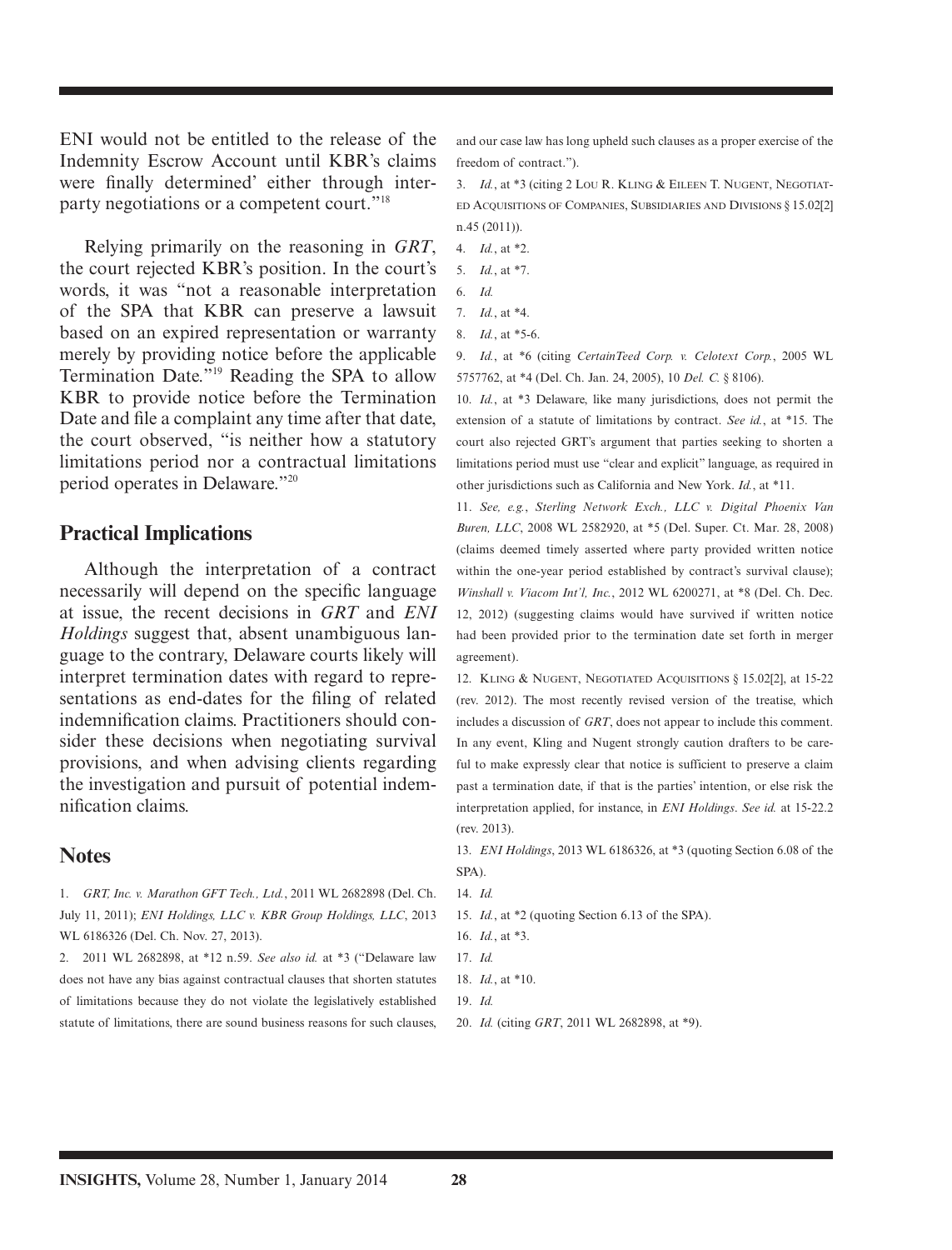ENI would not be entitled to the release of the Indemnity Escrow Account until KBR's claims were finally determined' either through inter-party negotiations or a competent court."[18]

Relying primarily on the reasoning in *GRT*, the court rejected KBR's position. In the court's words, it was "not a reasonable interpretation of the SPA that KBR can preserve a lawsuit based on an expired representation or warranty merely by providing notice before the applicable Termination Date."[19] Reading the SPA to allow KBR to provide notice before the Termination Date and file a complaint any time after that date, the court observed, "is neither how a statutory limitations period nor a contractual limitations period operates in Delaware."[20]

## Practical Implications

Although the interpretation of a contract necessarily will depend on the specific language at issue, the recent decisions in *GRT* and *ENI Holdings* suggest that, absent unambiguous language to the contrary, Delaware courts likely will interpret termination dates with regard to representations as end-dates for the filing of related indemnification claims. Practitioners should consider these decisions when negotiating survival provisions, and when advising clients regarding the investigation and pursuit of potential indemnification claims.

## Notes

1. *GRT, Inc. v. Marathon GFT Tech., Ltd.*, 2011 WL 2682898 (Del. Ch. July 11, 2011); *ENI Holdings, LLC v. KBR Group Holdings, LLC*, 2013 WL 6186326 (Del. Ch. Nov. 27, 2013).

2. 2011 WL 2682898, at *12 n.59. *See also id.* at *3 ("Delaware law does not have any bias against contractual clauses that shorten statutes of limitations because they do not violate the legislatively established statute of limitations, there are sound business reasons for such clauses, and our case law has long upheld such clauses as a proper exercise of the freedom of contract.").

3. *Id.*, at *3 (citing 2 Lou R. Kling & Eileen T. Nugent, Negotiated Acquisitions of Companies, Subsidiaries and Divisions § 15.02[2] n.45 (2011)).

4. *Id.*, at *2.

5. *Id.*, at *7.

6. *Id.*

7. *Id.*, at *4.

8. *Id.*, at *5-6.

9. *Id.*, at *6 (citing *CertainTeed Corp. v. Celotext Corp.*, 2005 WL 5757762, at *4 (Del. Ch. Jan. 24, 2005), 10 *Del. C.* § 8106).

10. *Id.*, at *3 Delaware, like many jurisdictions, does not permit the extension of a statute of limitations by contract. *See id.*, at *15. The court also rejected GRT's argument that parties seeking to shorten a limitations period must use "clear and explicit" language, as required in other jurisdictions such as California and New York. *Id.*, at *11.

11. *See, e.g.*, *Sterling Network Exch., LLC v. Digital Phoenix Van Buren, LLC*, 2008 WL 2582920, at *5 (Del. Super. Ct. Mar. 28, 2008) (claims deemed timely asserted where party provided written notice within the one-year period established by contract's survival clause); *Winshall v. Viacom Int'l, Inc.*, 2012 WL 6200271, at *8 (Del. Ch. Dec. 12, 2012) (suggesting claims would have survived if written notice had been provided prior to the termination date set forth in merger agreement).

12. Kling & Nugent, Negotiated Acquisitions § 15.02[2], at 15-22 (rev. 2012). The most recently revised version of the treatise, which includes a discussion of *GRT*, does not appear to include this comment. In any event, Kling and Nugent strongly caution drafters to be careful to make expressly clear that notice is sufficient to preserve a claim past a termination date, if that is the parties' intention, or else risk the interpretation applied, for instance, in *ENI Holdings*. *See id.* at 15-22.2 (rev. 2013).

13. *ENI Holdings*, 2013 WL 6186326, at *3 (quoting Section 6.08 of the SPA).

14. *Id.*

15. *Id.*, at *2 (quoting Section 6.13 of the SPA).

16. *Id.*, at *3.

17. *Id.*

18. *Id.*, at *10.

19. *Id.*

20. *Id.* (citing *GRT*, 2011 WL 2682898, at *9).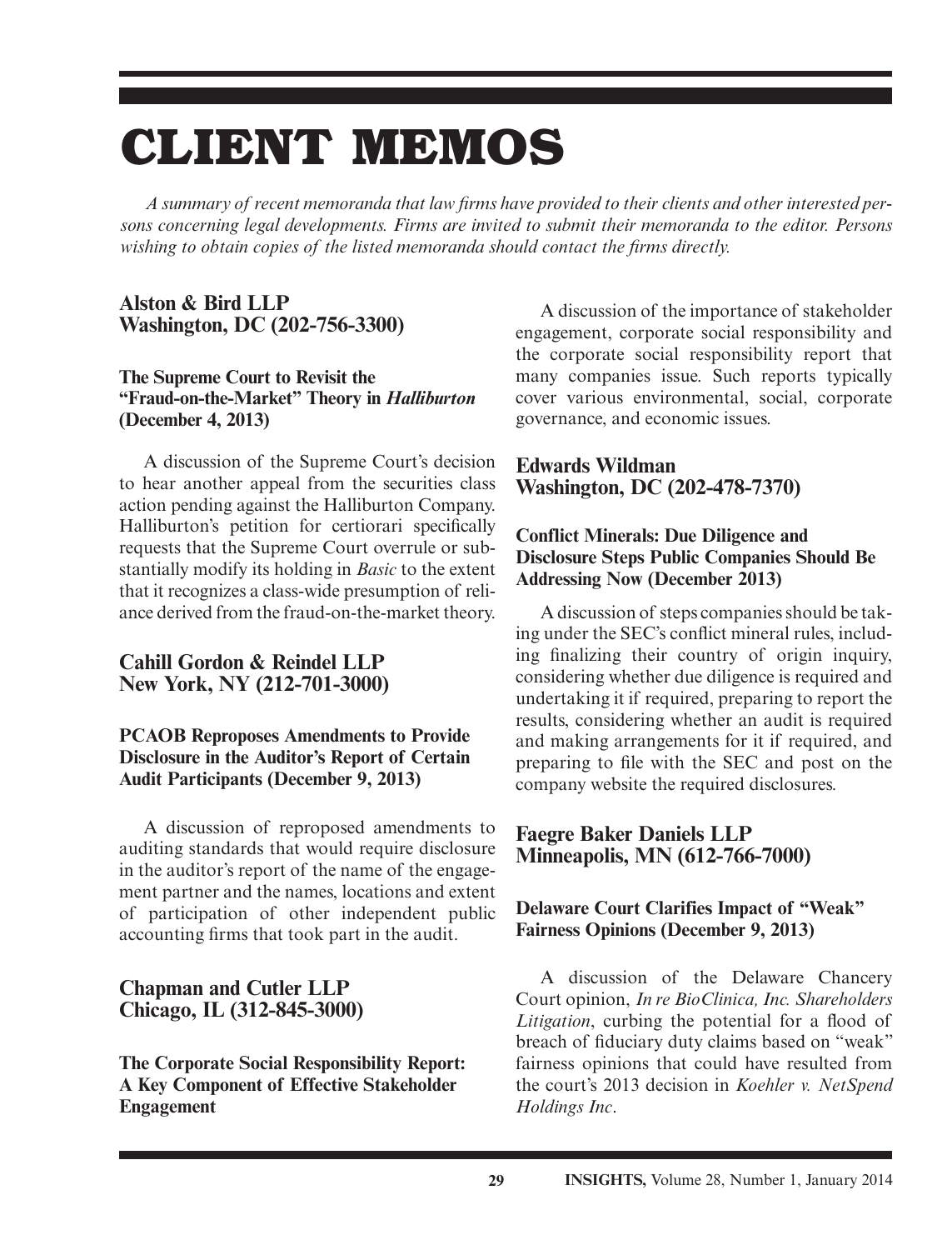# CLIENT MEMOS

*A summary of recent memoranda that law firms have provided to their clients and other interested persons concerning legal developments. Firms are invited to submit their memoranda to the editor. Persons wishing to obtain copies of the listed memoranda should contact the firms directly.*

## Alston & Bird LLP
## Washington, DC (202-756-3300)

### The Supreme Court to Revisit the "Fraud-on-the-Market" Theory in *Halliburton* (December 4, 2013)

A discussion of the Supreme Court's decision to hear another appeal from the securities class action pending against the Halliburton Company. Halliburton's petition for certiorari specifically requests that the Supreme Court overrule or substantially modify its holding in *Basic* to the extent that it recognizes a class-wide presumption of reliance derived from the fraud-on-the-market theory.

## Cahill Gordon & Reindel LLP
## New York, NY (212-701-3000)

### PCAOB Reproposes Amendments to Provide Disclosure in the Auditor's Report of Certain Audit Participants (December 9, 2013)

A discussion of reproposed amendments to auditing standards that would require disclosure in the auditor's report of the name of the engagement partner and the names, locations and extent of participation of other independent public accounting firms that took part in the audit.

## Chapman and Cutler LLP
## Chicago, IL (312-845-3000)

### The Corporate Social Responsibility Report: A Key Component of Effective Stakeholder Engagement

A discussion of the importance of stakeholder engagement, corporate social responsibility and the corporate social responsibility report that many companies issue. Such reports typically cover various environmental, social, corporate governance, and economic issues.

## Edwards Wildman
## Washington, DC (202-478-7370)

### Conflict Minerals: Due Diligence and Disclosure Steps Public Companies Should Be Addressing Now (December 2013)

A discussion of steps companies should be taking under the SEC's conflict mineral rules, including finalizing their country of origin inquiry, considering whether due diligence is required and undertaking it if required, preparing to report the results, considering whether an audit is required and making arrangements for it if required, and preparing to file with the SEC and post on the company website the required disclosures.

## Faegre Baker Daniels LLP
## Minneapolis, MN (612-766-7000)

### Delaware Court Clarifies Impact of "Weak" Fairness Opinions (December 9, 2013)

A discussion of the Delaware Chancery Court opinion, *In re BioClinica, Inc. Shareholders Litigation*, curbing the potential for a flood of breach of fiduciary duty claims based on "weak" fairness opinions that could have resulted from the court's 2013 decision in *Koehler v. NetSpend Holdings Inc*.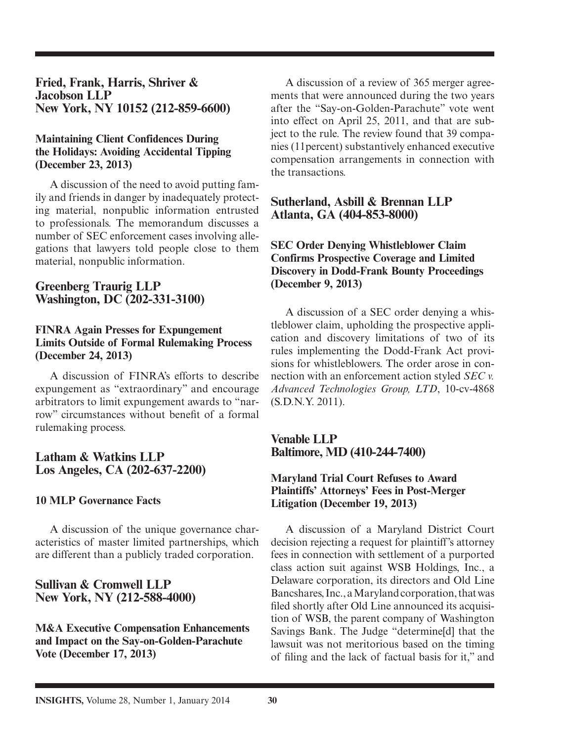## Fried, Frank, Harris, Shriver & Jacobson LLP
## New York, NY 10152 (212-859-6600)

### Maintaining Client Confidences During the Holidays: Avoiding Accidental Tipping (December 23, 2013)

A discussion of the need to avoid putting family and friends in danger by inadequately protecting material, nonpublic information entrusted to professionals. The memorandum discusses a number of SEC enforcement cases involving allegations that lawyers told people close to them material, nonpublic information.

## Greenberg Traurig LLP
## Washington, DC (202-331-3100)

### FINRA Again Presses for Expungement Limits Outside of Formal Rulemaking Process (December 24, 2013)

A discussion of FINRA's efforts to describe expungement as "extraordinary" and encourage arbitrators to limit expungement awards to "narrow" circumstances without benefit of a formal rulemaking process.

## Latham & Watkins LLP
## Los Angeles, CA (202-637-2200)

### 10 MLP Governance Facts

A discussion of the unique governance characteristics of master limited partnerships, which are different than a publicly traded corporation.

## Sullivan & Cromwell LLP
## New York, NY (212-588-4000)

### M&A Executive Compensation Enhancements and Impact on the Say-on-Golden-Parachute Vote (December 17, 2013)

A discussion of a review of 365 merger agreements that were announced during the two years after the "Say-on-Golden-Parachute" vote went into effect on April 25, 2011, and that are subject to the rule. The review found that 39 companies (11percent) substantively enhanced executive compensation arrangements in connection with the transactions.

## Sutherland, Asbill & Brennan LLP
## Atlanta, GA (404-853-8000)

### SEC Order Denying Whistleblower Claim Confirms Prospective Coverage and Limited Discovery in Dodd-Frank Bounty Proceedings (December 9, 2013)

A discussion of a SEC order denying a whistleblower claim, upholding the prospective application and discovery limitations of two of its rules implementing the Dodd-Frank Act provisions for whistleblowers. The order arose in connection with an enforcement action styled *SEC v. Advanced Technologies Group, LTD*, 10-cv-4868 (S.D.N.Y. 2011).

## Venable LLP
## Baltimore, MD (410-244-7400)

### Maryland Trial Court Refuses to Award Plaintiffs' Attorneys' Fees in Post-Merger Litigation (December 19, 2013)

A discussion of a Maryland District Court decision rejecting a request for plaintiff's attorney fees in connection with settlement of a purported class action suit against WSB Holdings, Inc., a Delaware corporation, its directors and Old Line Bancshares, Inc., a Maryland corporation, that was filed shortly after Old Line announced its acquisition of WSB, the parent company of Washington Savings Bank. The Judge "determine[d] that the lawsuit was not meritorious based on the timing of filing and the lack of factual basis for it," and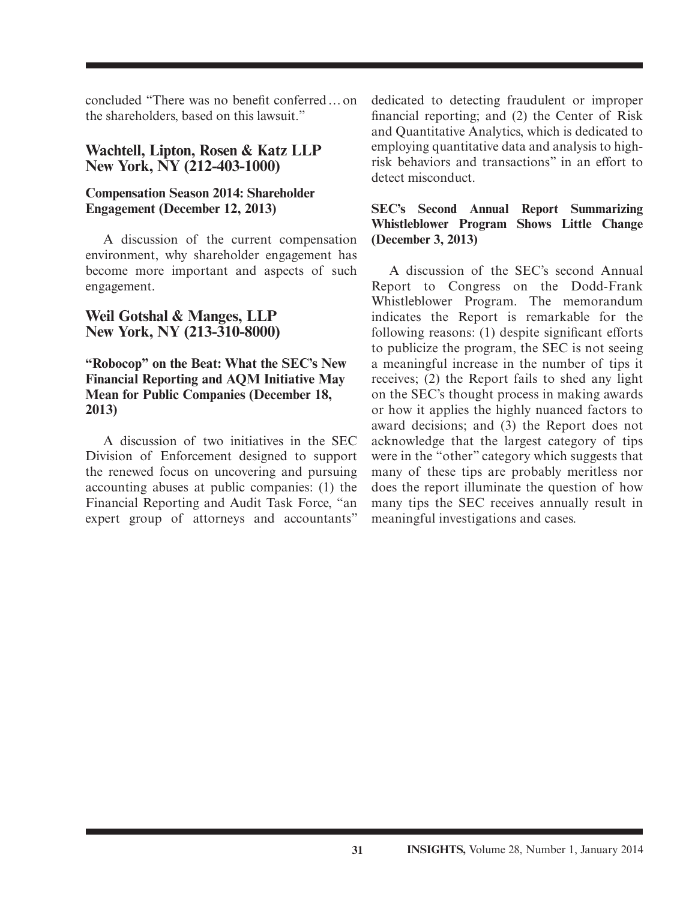concluded "There was no benefit conferred … on the shareholders, based on this lawsuit."

## Wachtell, Lipton, Rosen & Katz LLP New York, NY (212-403-1000)

### Compensation Season 2014: Shareholder Engagement (December 12, 2013)

A discussion of the current compensation environment, why shareholder engagement has become more important and aspects of such engagement.

## Weil Gotshal & Manges, LLP New York, NY (213-310-8000)

### "Robocop" on the Beat: What the SEC's New Financial Reporting and AQM Initiative May Mean for Public Companies (December 18, 2013)

A discussion of two initiatives in the SEC Division of Enforcement designed to support the renewed focus on uncovering and pursuing accounting abuses at public companies: (1) the Financial Reporting and Audit Task Force, "an expert group of attorneys and accountants" dedicated to detecting fraudulent or improper financial reporting; and (2) the Center of Risk and Quantitative Analytics, which is dedicated to employing quantitative data and analysis to high-risk behaviors and transactions" in an effort to detect misconduct.

### SEC's Second Annual Report Summarizing Whistleblower Program Shows Little Change (December 3, 2013)

A discussion of the SEC's second Annual Report to Congress on the Dodd-Frank Whistleblower Program. The memorandum indicates the Report is remarkable for the following reasons: (1) despite significant efforts to publicize the program, the SEC is not seeing a meaningful increase in the number of tips it receives; (2) the Report fails to shed any light on the SEC's thought process in making awards or how it applies the highly nuanced factors to award decisions; and (3) the Report does not acknowledge that the largest category of tips were in the "other" category which suggests that many of these tips are probably meritless nor does the report illuminate the question of how many tips the SEC receives annually result in meaningful investigations and cases.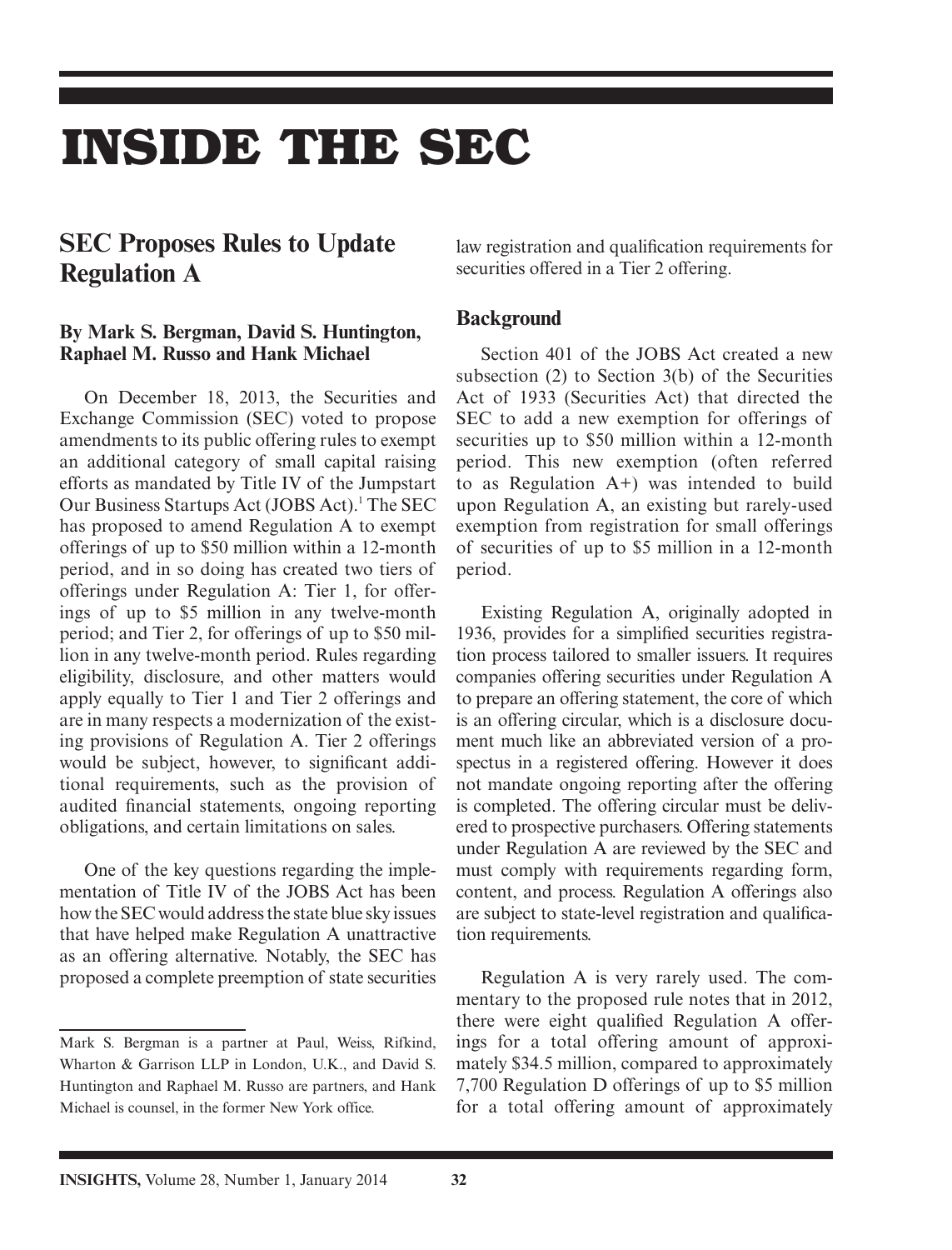# INSIDE THE SEC

## SEC Proposes Rules to Update Regulation A

### By Mark S. Bergman, David S. Huntington, Raphael M. Russo and Hank Michael

On December 18, 2013, the Securities and Exchange Commission (SEC) voted to propose amendments to its public offering rules to exempt an additional category of small capital raising efforts as mandated by Title IV of the Jumpstart Our Business Startups Act (JOBS Act).[1] The SEC has proposed to amend Regulation A to exempt offerings of up to $50 million within a 12-month period, and in so doing has created two tiers of offerings under Regulation A: Tier 1, for offerings of up to $5 million in any twelve-month period; and Tier 2, for offerings of up to $50 million in any twelve-month period. Rules regarding eligibility, disclosure, and other matters would apply equally to Tier 1 and Tier 2 offerings and are in many respects a modernization of the existing provisions of Regulation A. Tier 2 offerings would be subject, however, to significant additional requirements, such as the provision of audited financial statements, ongoing reporting obligations, and certain limitations on sales.

One of the key questions regarding the implementation of Title IV of the JOBS Act has been how the SEC would address the state blue sky issues that have helped make Regulation A unattractive as an offering alternative. Notably, the SEC has proposed a complete preemption of state securities law registration and qualification requirements for securities offered in a Tier 2 offering.

### Background

Section 401 of the JOBS Act created a new subsection (2) to Section 3(b) of the Securities Act of 1933 (Securities Act) that directed the SEC to add a new exemption for offerings of securities up to $50 million within a 12-month period. This new exemption (often referred to as Regulation A+) was intended to build upon Regulation A, an existing but rarely-used exemption from registration for small offerings of securities of up to $5 million in a 12-month period.

Existing Regulation A, originally adopted in 1936, provides for a simplified securities registration process tailored to smaller issuers. It requires companies offering securities under Regulation A to prepare an offering statement, the core of which is an offering circular, which is a disclosure document much like an abbreviated version of a prospectus in a registered offering. However it does not mandate ongoing reporting after the offering is completed. The offering circular must be delivered to prospective purchasers. Offering statements under Regulation A are reviewed by the SEC and must comply with requirements regarding form, content, and process. Regulation A offerings also are subject to state-level registration and qualification requirements.

Regulation A is very rarely used. The commentary to the proposed rule notes that in 2012, there were eight qualified Regulation A offerings for a total offering amount of approximately $34.5 million, compared to approximately 7,700 Regulation D offerings of up to $5 million for a total offering amount of approximately

---

Mark S. Bergman is a partner at Paul, Weiss, Rifkind, Wharton & Garrison LLP in London, U.K., and David S. Huntington and Raphael M. Russo are partners, and Hank Michael is counsel, in the former New York office.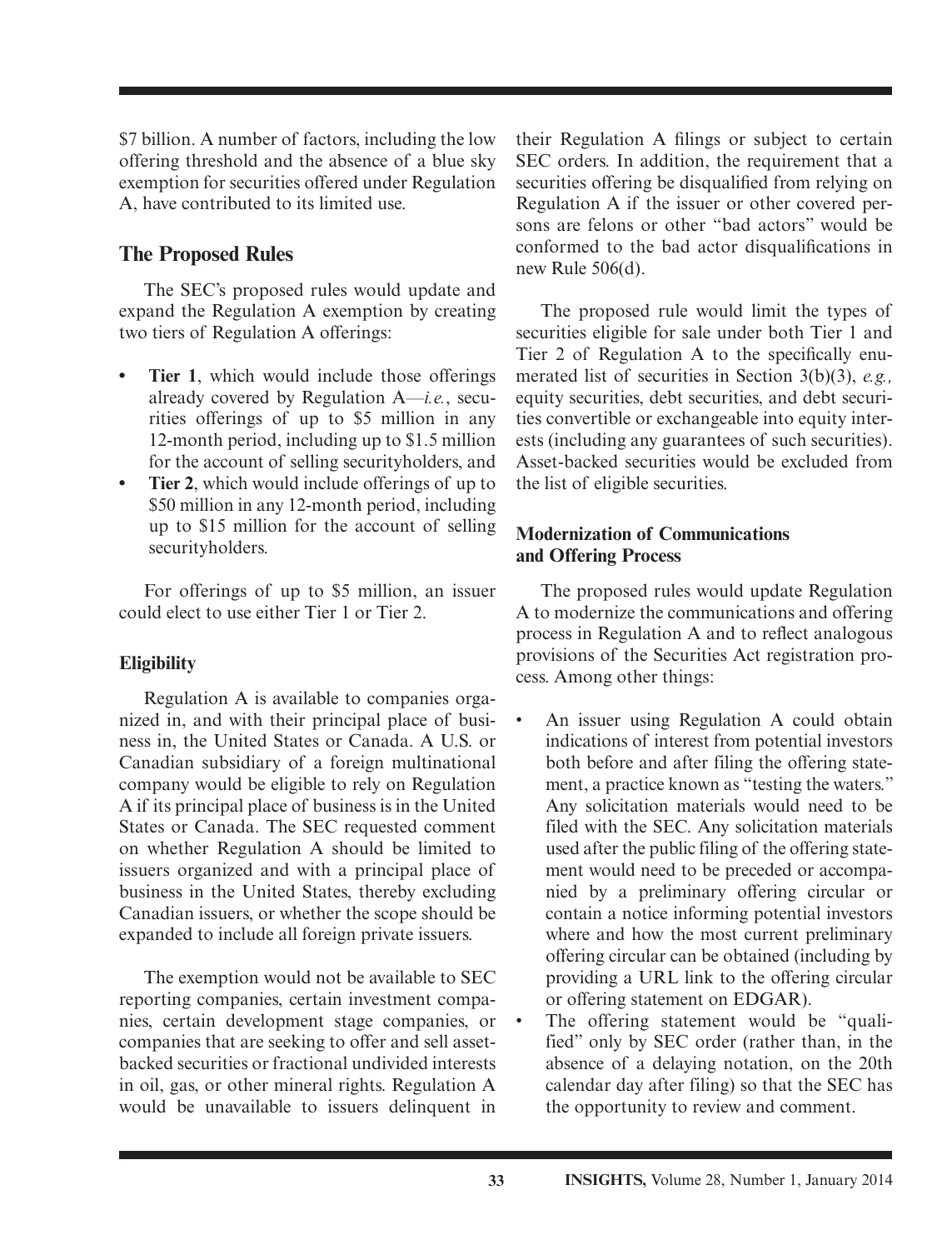$7 billion. A number of factors, including the low offering threshold and the absence of a blue sky exemption for securities offered under Regulation A, have contributed to its limited use.

## The Proposed Rules

The SEC's proposed rules would update and expand the Regulation A exemption by creating two tiers of Regulation A offerings:

- **Tier 1**, which would include those offerings already covered by Regulation A—*i.e.*, securities offerings of up to $5 million in any 12-month period, including up to $1.5 million for the account of selling securityholders, and
- **Tier 2**, which would include offerings of up to $50 million in any 12-month period, including up to $15 million for the account of selling securityholders.

For offerings of up to $5 million, an issuer could elect to use either Tier 1 or Tier 2.

### Eligibility

Regulation A is available to companies organized in, and with their principal place of business in, the United States or Canada. A U.S. or Canadian subsidiary of a foreign multinational company would be eligible to rely on Regulation A if its principal place of business is in the United States or Canada. The SEC requested comment on whether Regulation A should be limited to issuers organized and with a principal place of business in the United States, thereby excluding Canadian issuers, or whether the scope should be expanded to include all foreign private issuers.

The exemption would not be available to SEC reporting companies, certain investment companies, certain development stage companies, or companies that are seeking to offer and sell asset-backed securities or fractional undivided interests in oil, gas, or other mineral rights. Regulation A would be unavailable to issuers delinquent in their Regulation A filings or subject to certain SEC orders. In addition, the requirement that a securities offering be disqualified from relying on Regulation A if the issuer or other covered persons are felons or other "bad actors" would be conformed to the bad actor disqualifications in new Rule 506(d).

The proposed rule would limit the types of securities eligible for sale under both Tier 1 and Tier 2 of Regulation A to the specifically enumerated list of securities in Section 3(b)(3), *e.g.,* equity securities, debt securities, and debt securities convertible or exchangeable into equity interests (including any guarantees of such securities). Asset-backed securities would be excluded from the list of eligible securities.

### Modernization of Communications and Offering Process

The proposed rules would update Regulation A to modernize the communications and offering process in Regulation A and to reflect analogous provisions of the Securities Act registration process. Among other things:

- An issuer using Regulation A could obtain indications of interest from potential investors both before and after filing the offering statement, a practice known as "testing the waters." Any solicitation materials would need to be filed with the SEC. Any solicitation materials used after the public filing of the offering statement would need to be preceded or accompanied by a preliminary offering circular or contain a notice informing potential investors where and how the most current preliminary offering circular can be obtained (including by providing a URL link to the offering circular or offering statement on EDGAR).
- The offering statement would be "qualified" only by SEC order (rather than, in the absence of a delaying notation, on the 20th calendar day after filing) so that the SEC has the opportunity to review and comment.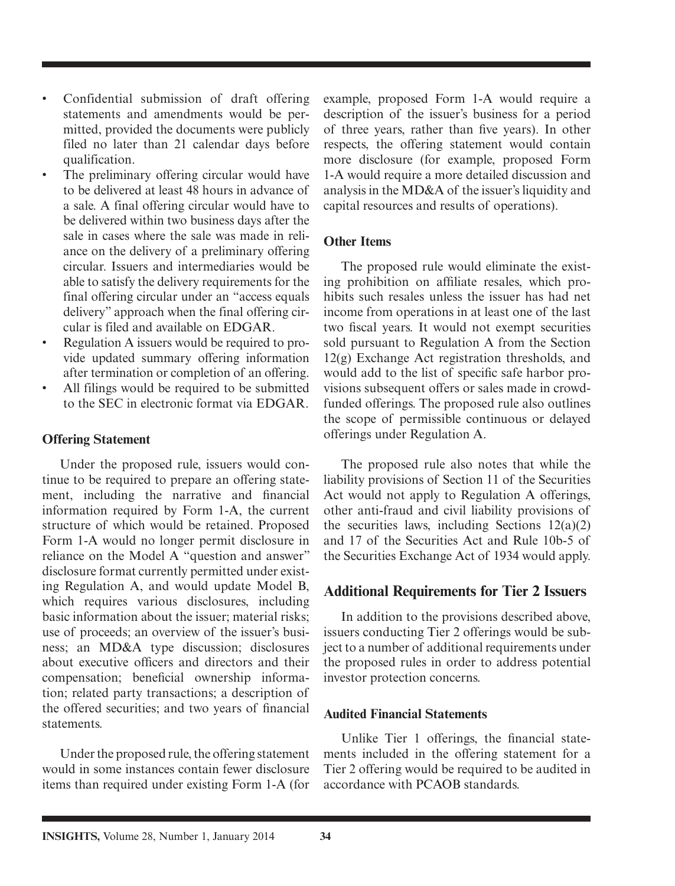- Confidential submission of draft offering statements and amendments would be permitted, provided the documents were publicly filed no later than 21 calendar days before qualification.
- The preliminary offering circular would have to be delivered at least 48 hours in advance of a sale. A final offering circular would have to be delivered within two business days after the sale in cases where the sale was made in reliance on the delivery of a preliminary offering circular. Issuers and intermediaries would be able to satisfy the delivery requirements for the final offering circular under an "access equals delivery" approach when the final offering circular is filed and available on EDGAR.
- Regulation A issuers would be required to provide updated summary offering information after termination or completion of an offering.
- All filings would be required to be submitted to the SEC in electronic format via EDGAR.

### Offering Statement

Under the proposed rule, issuers would continue to be required to prepare an offering statement, including the narrative and financial information required by Form 1-A, the current structure of which would be retained. Proposed Form 1-A would no longer permit disclosure in reliance on the Model A "question and answer" disclosure format currently permitted under existing Regulation A, and would update Model B, which requires various disclosures, including basic information about the issuer; material risks; use of proceeds; an overview of the issuer's business; an MD&A type discussion; disclosures about executive officers and directors and their compensation; beneficial ownership information; related party transactions; a description of the offered securities; and two years of financial statements.

Under the proposed rule, the offering statement would in some instances contain fewer disclosure items than required under existing Form 1-A (for example, proposed Form 1-A would require a description of the issuer's business for a period of three years, rather than five years). In other respects, the offering statement would contain more disclosure (for example, proposed Form 1-A would require a more detailed discussion and analysis in the MD&A of the issuer's liquidity and capital resources and results of operations).

### Other Items

The proposed rule would eliminate the existing prohibition on affiliate resales, which prohibits such resales unless the issuer has had net income from operations in at least one of the last two fiscal years. It would not exempt securities sold pursuant to Regulation A from the Section 12(g) Exchange Act registration thresholds, and would add to the list of specific safe harbor provisions subsequent offers or sales made in crowdfunded offerings. The proposed rule also outlines the scope of permissible continuous or delayed offerings under Regulation A.

The proposed rule also notes that while the liability provisions of Section 11 of the Securities Act would not apply to Regulation A offerings, other anti-fraud and civil liability provisions of the securities laws, including Sections 12(a)(2) and 17 of the Securities Act and Rule 10b-5 of the Securities Exchange Act of 1934 would apply.

## Additional Requirements for Tier 2 Issuers

In addition to the provisions described above, issuers conducting Tier 2 offerings would be subject to a number of additional requirements under the proposed rules in order to address potential investor protection concerns.

### Audited Financial Statements

Unlike Tier 1 offerings, the financial statements included in the offering statement for a Tier 2 offering would be required to be audited in accordance with PCAOB standards.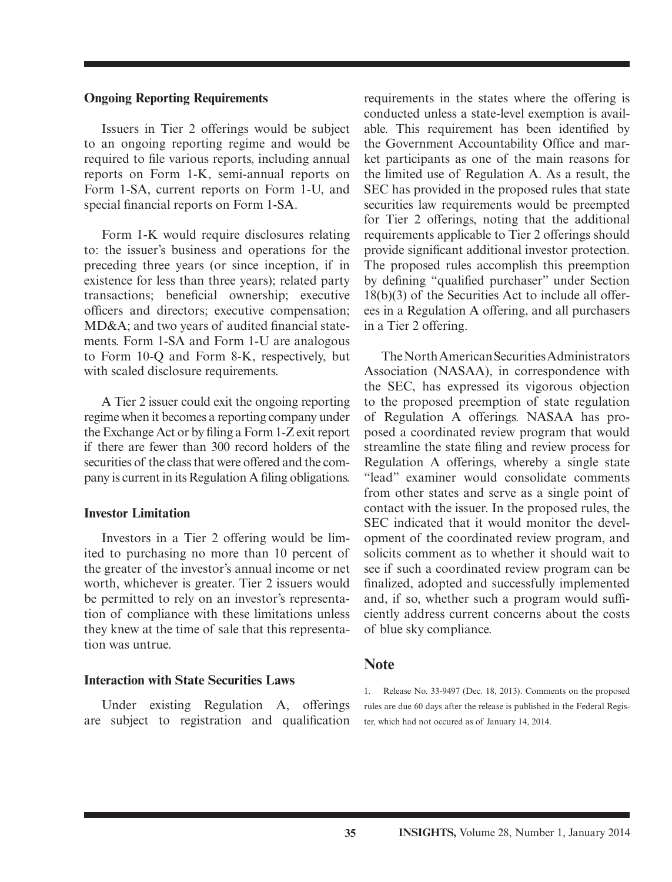### Ongoing Reporting Requirements

Issuers in Tier 2 offerings would be subject to an ongoing reporting regime and would be required to file various reports, including annual reports on Form 1-K, semi-annual reports on Form 1-SA, current reports on Form 1-U, and special financial reports on Form 1-SA.

Form 1-K would require disclosures relating to: the issuer's business and operations for the preceding three years (or since inception, if in existence for less than three years); related party transactions; beneficial ownership; executive officers and directors; executive compensation; MD&A; and two years of audited financial statements. Form 1-SA and Form 1-U are analogous to Form 10-Q and Form 8-K, respectively, but with scaled disclosure requirements.

A Tier 2 issuer could exit the ongoing reporting regime when it becomes a reporting company under the Exchange Act or by filing a Form 1-Z exit report if there are fewer than 300 record holders of the securities of the class that were offered and the company is current in its Regulation A filing obligations.

### Investor Limitation

Investors in a Tier 2 offering would be limited to purchasing no more than 10 percent of the greater of the investor's annual income or net worth, whichever is greater. Tier 2 issuers would be permitted to rely on an investor's representation of compliance with these limitations unless they knew at the time of sale that this representation was untrue.

### Interaction with State Securities Laws

Under existing Regulation A, offerings are subject to registration and qualification requirements in the states where the offering is conducted unless a state-level exemption is available. This requirement has been identified by the Government Accountability Office and market participants as one of the main reasons for the limited use of Regulation A. As a result, the SEC has provided in the proposed rules that state securities law requirements would be preempted for Tier 2 offerings, noting that the additional requirements applicable to Tier 2 offerings should provide significant additional investor protection. The proposed rules accomplish this preemption by defining "qualified purchaser" under Section 18(b)(3) of the Securities Act to include all offerees in a Regulation A offering, and all purchasers in a Tier 2 offering.

The North American Securities Administrators Association (NASAA), in correspondence with the SEC, has expressed its vigorous objection to the proposed preemption of state regulation of Regulation A offerings. NASAA has proposed a coordinated review program that would streamline the state filing and review process for Regulation A offerings, whereby a single state "lead" examiner would consolidate comments from other states and serve as a single point of contact with the issuer. In the proposed rules, the SEC indicated that it would monitor the development of the coordinated review program, and solicits comment as to whether it should wait to see if such a coordinated review program can be finalized, adopted and successfully implemented and, if so, whether such a program would sufficiently address current concerns about the costs of blue sky compliance.

## Note

1. Release No. 33-9497 (Dec. 18, 2013). Comments on the proposed rules are due 60 days after the release is published in the Federal Register, which had not occured as of January 14, 2014.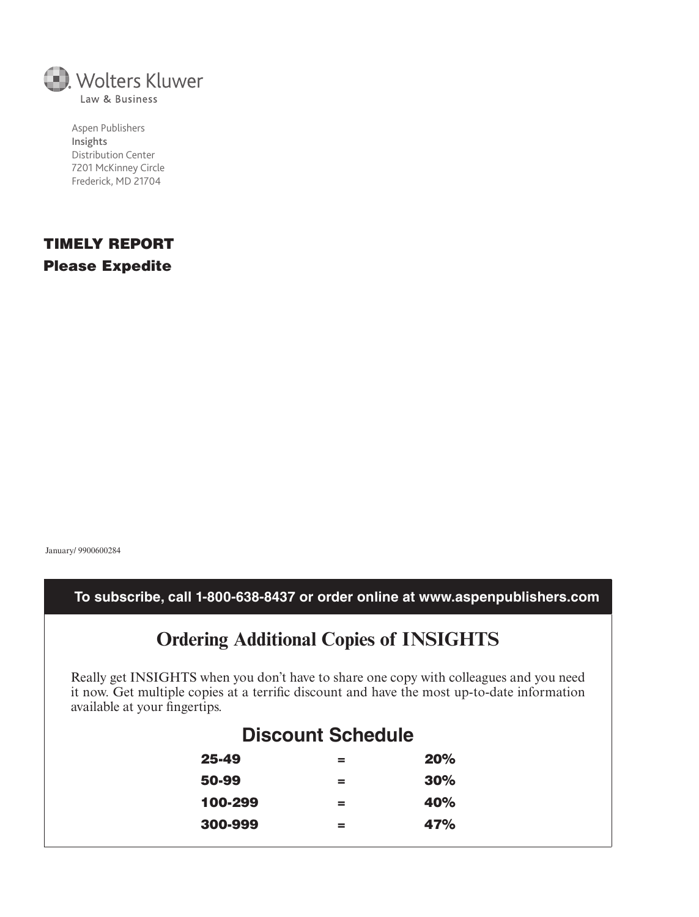Wolters Kluwer
Law & Business

Aspen Publishers
Insights
Distribution Center
7201 McKinney Circle
Frederick, MD 21704

**TIMELY REPORT**
**Please Expedite**

January/ 9900600284

**To subscribe, call 1-800-638-8437 or order online at www.aspenpublishers.com**

## Ordering Additional Copies of INSIGHTS

Really get INSIGHTS when you don't have to share one copy with colleagues and you need it now. Get multiple copies at a terrific discount and have the most up-to-date information available at your fingertips.

### Discount Schedule

| | | |
|---|---|---|
| **25-49** | **=** | **20%** |
| **50-99** | **=** | **30%** |
| **100-299** | **=** | **40%** |
| **300-999** | **=** | **47%** |